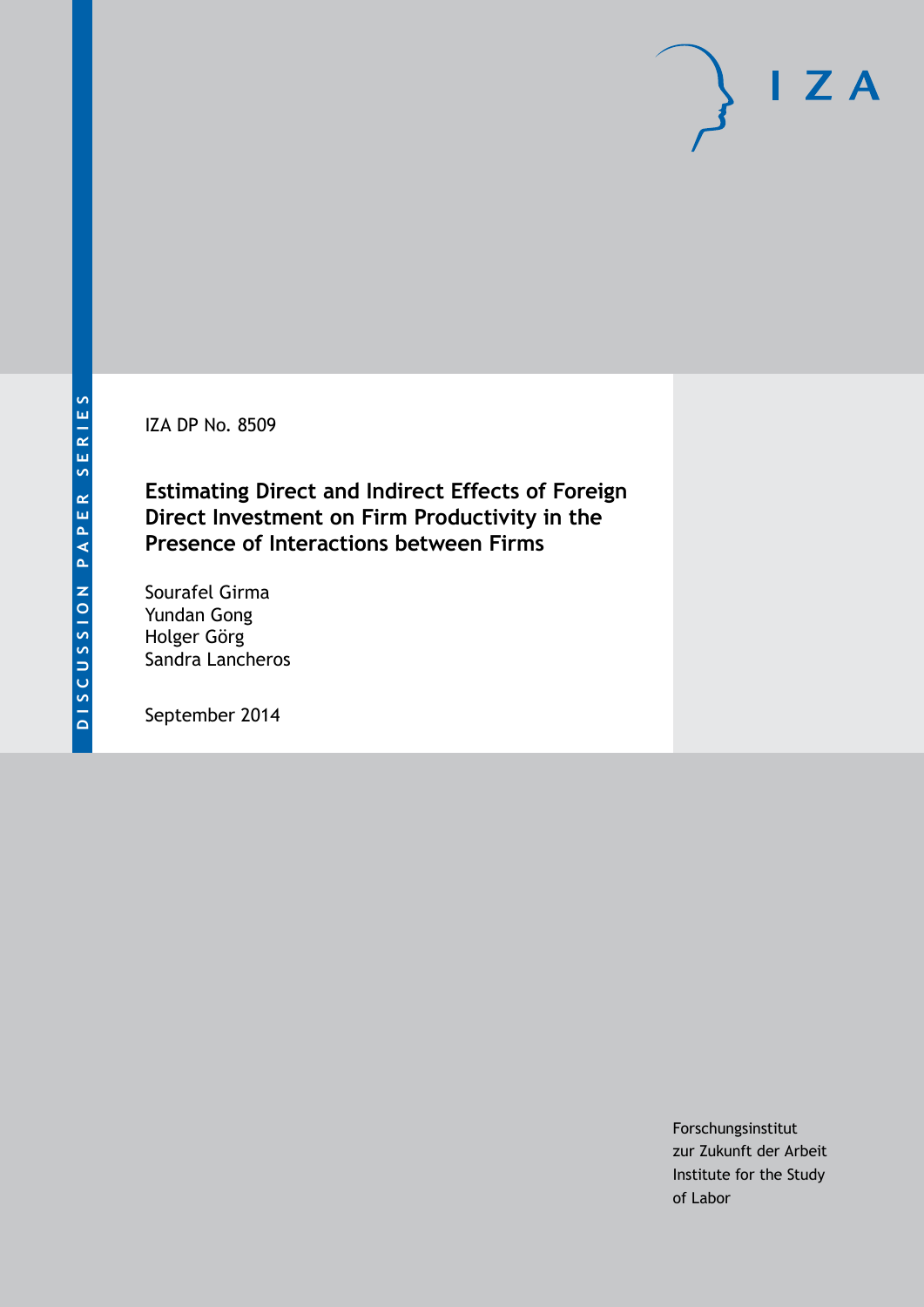DISCUSSION PAPER SERIES

IZA DP No. 8509

# Estimating Direct and Indirect Effects of Foreign Direct Investment on Firm Productivity in the Presence of Interactions between Firms

Sourafel Girma
Yundan Gong
Holger Görg
Sandra Lancheros

September 2014

Forschungsinstitut
zur Zukunft der Arbeit
Institute for the Study
of Labor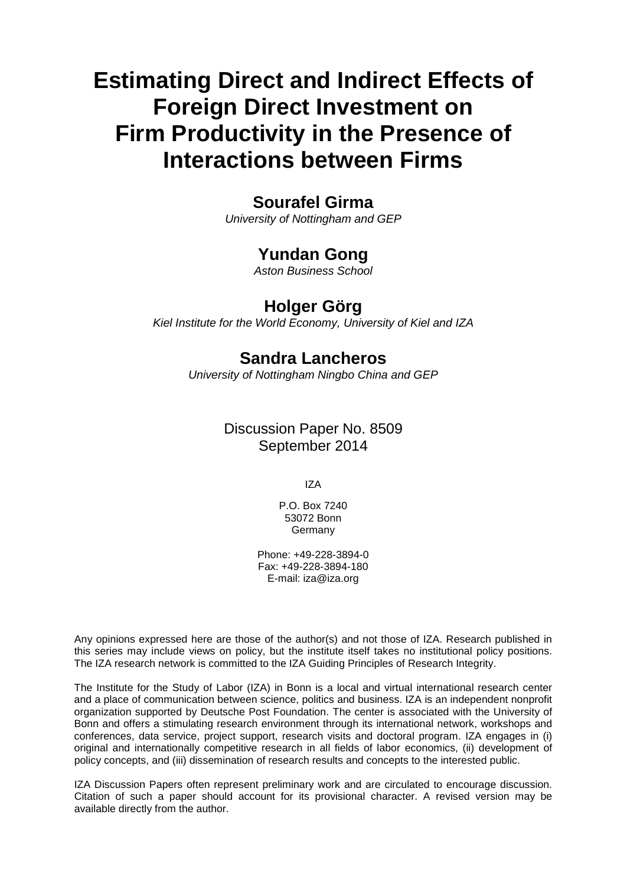# Estimating Direct and Indirect Effects of Foreign Direct Investment on Firm Productivity in the Presence of Interactions between Firms

**Sourafel Girma**

*University of Nottingham and GEP*

**Yundan Gong**

*Aston Business School*

**Holger Görg**

*Kiel Institute for the World Economy, University of Kiel and IZA*

**Sandra Lancheros**

*University of Nottingham Ningbo China and GEP*

Discussion Paper No. 8509
September 2014

IZA

P.O. Box 7240
53072 Bonn
Germany

Phone: +49-228-3894-0
Fax: +49-228-3894-180
E-mail: iza@iza.org

Any opinions expressed here are those of the author(s) and not those of IZA. Research published in this series may include views on policy, but the institute itself takes no institutional policy positions. The IZA research network is committed to the IZA Guiding Principles of Research Integrity.

The Institute for the Study of Labor (IZA) in Bonn is a local and virtual international research center and a place of communication between science, politics and business. IZA is an independent nonprofit organization supported by Deutsche Post Foundation. The center is associated with the University of Bonn and offers a stimulating research environment through its international network, workshops and conferences, data service, project support, research visits and doctoral program. IZA engages in (i) original and internationally competitive research in all fields of labor economics, (ii) development of policy concepts, and (iii) dissemination of research results and concepts to the interested public.

IZA Discussion Papers often represent preliminary work and are circulated to encourage discussion. Citation of such a paper should account for its provisional character. A revised version may be available directly from the author.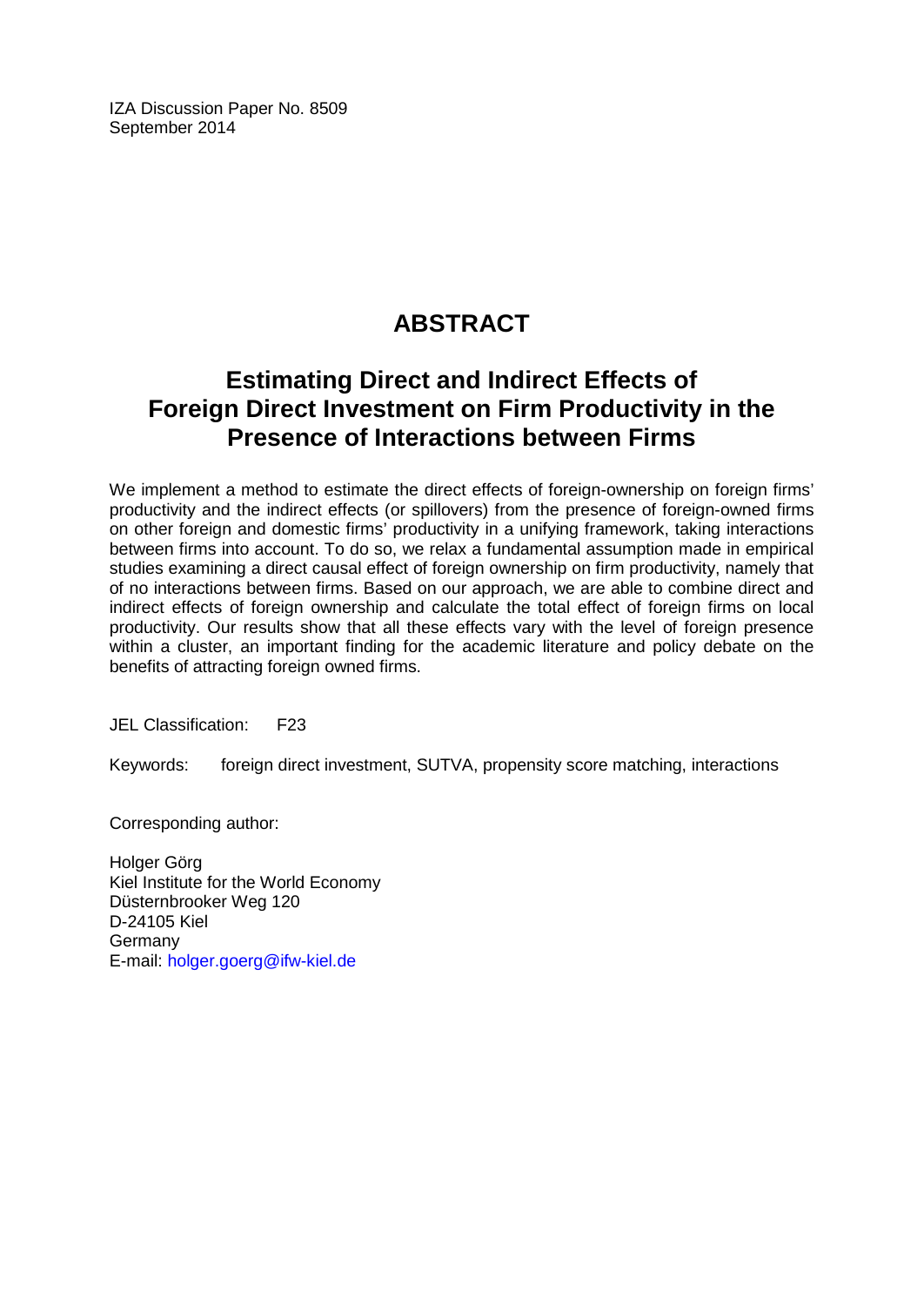IZA Discussion Paper No. 8509
September 2014

# ABSTRACT

## Estimating Direct and Indirect Effects of Foreign Direct Investment on Firm Productivity in the Presence of Interactions between Firms

We implement a method to estimate the direct effects of foreign-ownership on foreign firms' productivity and the indirect effects (or spillovers) from the presence of foreign-owned firms on other foreign and domestic firms' productivity in a unifying framework, taking interactions between firms into account. To do so, we relax a fundamental assumption made in empirical studies examining a direct causal effect of foreign ownership on firm productivity, namely that of no interactions between firms. Based on our approach, we are able to combine direct and indirect effects of foreign ownership and calculate the total effect of foreign firms on local productivity. Our results show that all these effects vary with the level of foreign presence within a cluster, an important finding for the academic literature and policy debate on the benefits of attracting foreign owned firms.

JEL Classification: F23

Keywords: foreign direct investment, SUTVA, propensity score matching, interactions

Corresponding author:

Holger Görg
Kiel Institute for the World Economy
Düsternbrooker Weg 120
D-24105 Kiel
Germany
E-mail: holger.goerg@ifw-kiel.de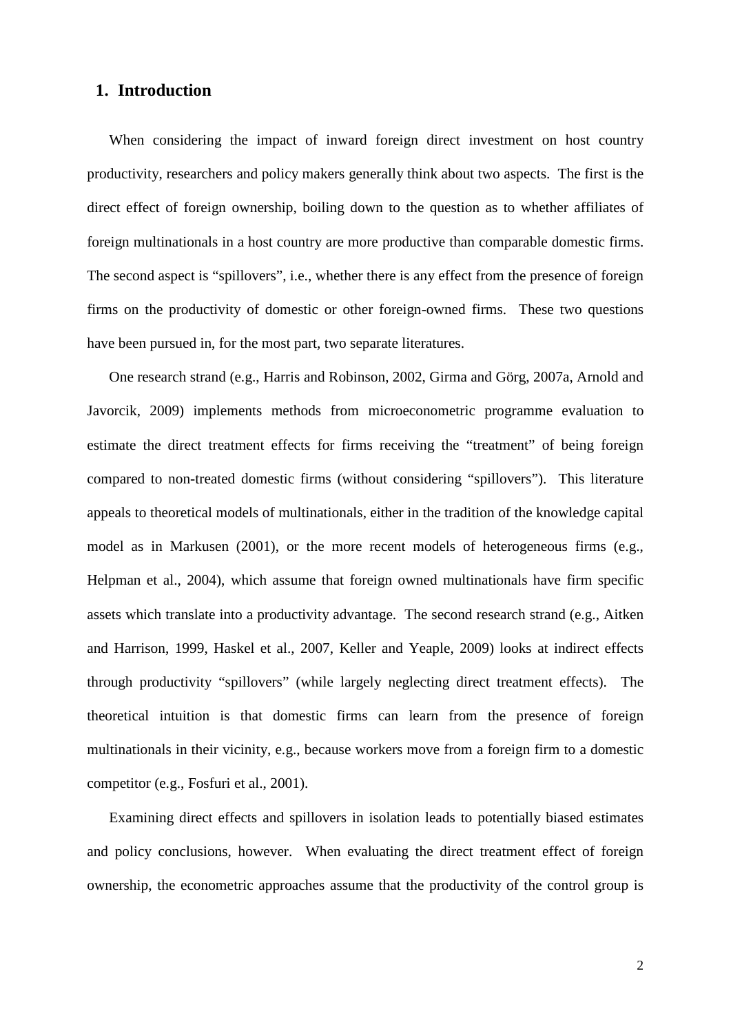## 1. Introduction

When considering the impact of inward foreign direct investment on host country productivity, researchers and policy makers generally think about two aspects. The first is the direct effect of foreign ownership, boiling down to the question as to whether affiliates of foreign multinationals in a host country are more productive than comparable domestic firms. The second aspect is "spillovers", i.e., whether there is any effect from the presence of foreign firms on the productivity of domestic or other foreign-owned firms. These two questions have been pursued in, for the most part, two separate literatures.

One research strand (e.g., Harris and Robinson, 2002, Girma and Görg, 2007a, Arnold and Javorcik, 2009) implements methods from microeconometric programme evaluation to estimate the direct treatment effects for firms receiving the "treatment" of being foreign compared to non-treated domestic firms (without considering "spillovers"). This literature appeals to theoretical models of multinationals, either in the tradition of the knowledge capital model as in Markusen (2001), or the more recent models of heterogeneous firms (e.g., Helpman et al., 2004), which assume that foreign owned multinationals have firm specific assets which translate into a productivity advantage. The second research strand (e.g., Aitken and Harrison, 1999, Haskel et al., 2007, Keller and Yeaple, 2009) looks at indirect effects through productivity "spillovers" (while largely neglecting direct treatment effects). The theoretical intuition is that domestic firms can learn from the presence of foreign multinationals in their vicinity, e.g., because workers move from a foreign firm to a domestic competitor (e.g., Fosfuri et al., 2001).

Examining direct effects and spillovers in isolation leads to potentially biased estimates and policy conclusions, however. When evaluating the direct treatment effect of foreign ownership, the econometric approaches assume that the productivity of the control group is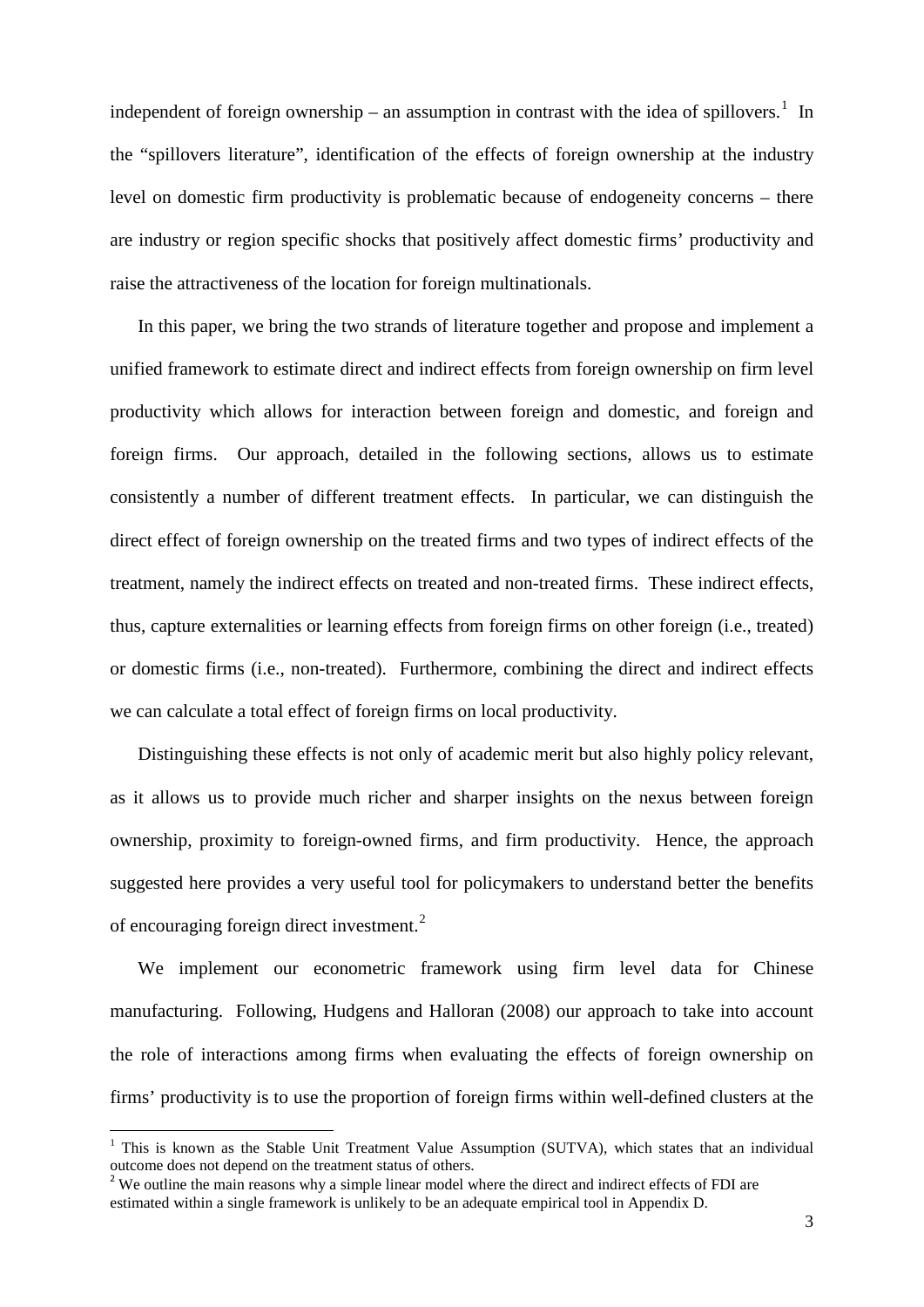independent of foreign ownership – an assumption in contrast with the idea of spillovers.[1] In the "spillovers literature", identification of the effects of foreign ownership at the industry level on domestic firm productivity is problematic because of endogeneity concerns – there are industry or region specific shocks that positively affect domestic firms' productivity and raise the attractiveness of the location for foreign multinationals.

In this paper, we bring the two strands of literature together and propose and implement a unified framework to estimate direct and indirect effects from foreign ownership on firm level productivity which allows for interaction between foreign and domestic, and foreign and foreign firms. Our approach, detailed in the following sections, allows us to estimate consistently a number of different treatment effects. In particular, we can distinguish the direct effect of foreign ownership on the treated firms and two types of indirect effects of the treatment, namely the indirect effects on treated and non-treated firms. These indirect effects, thus, capture externalities or learning effects from foreign firms on other foreign (i.e., treated) or domestic firms (i.e., non-treated). Furthermore, combining the direct and indirect effects we can calculate a total effect of foreign firms on local productivity.

Distinguishing these effects is not only of academic merit but also highly policy relevant, as it allows us to provide much richer and sharper insights on the nexus between foreign ownership, proximity to foreign-owned firms, and firm productivity. Hence, the approach suggested here provides a very useful tool for policymakers to understand better the benefits of encouraging foreign direct investment.[2]

We implement our econometric framework using firm level data for Chinese manufacturing. Following, Hudgens and Halloran (2008) our approach to take into account the role of interactions among firms when evaluating the effects of foreign ownership on firms' productivity is to use the proportion of foreign firms within well-defined clusters at the

[1] This is known as the Stable Unit Treatment Value Assumption (SUTVA), which states that an individual outcome does not depend on the treatment status of others.

[2] We outline the main reasons why a simple linear model where the direct and indirect effects of FDI are estimated within a single framework is unlikely to be an adequate empirical tool in Appendix D.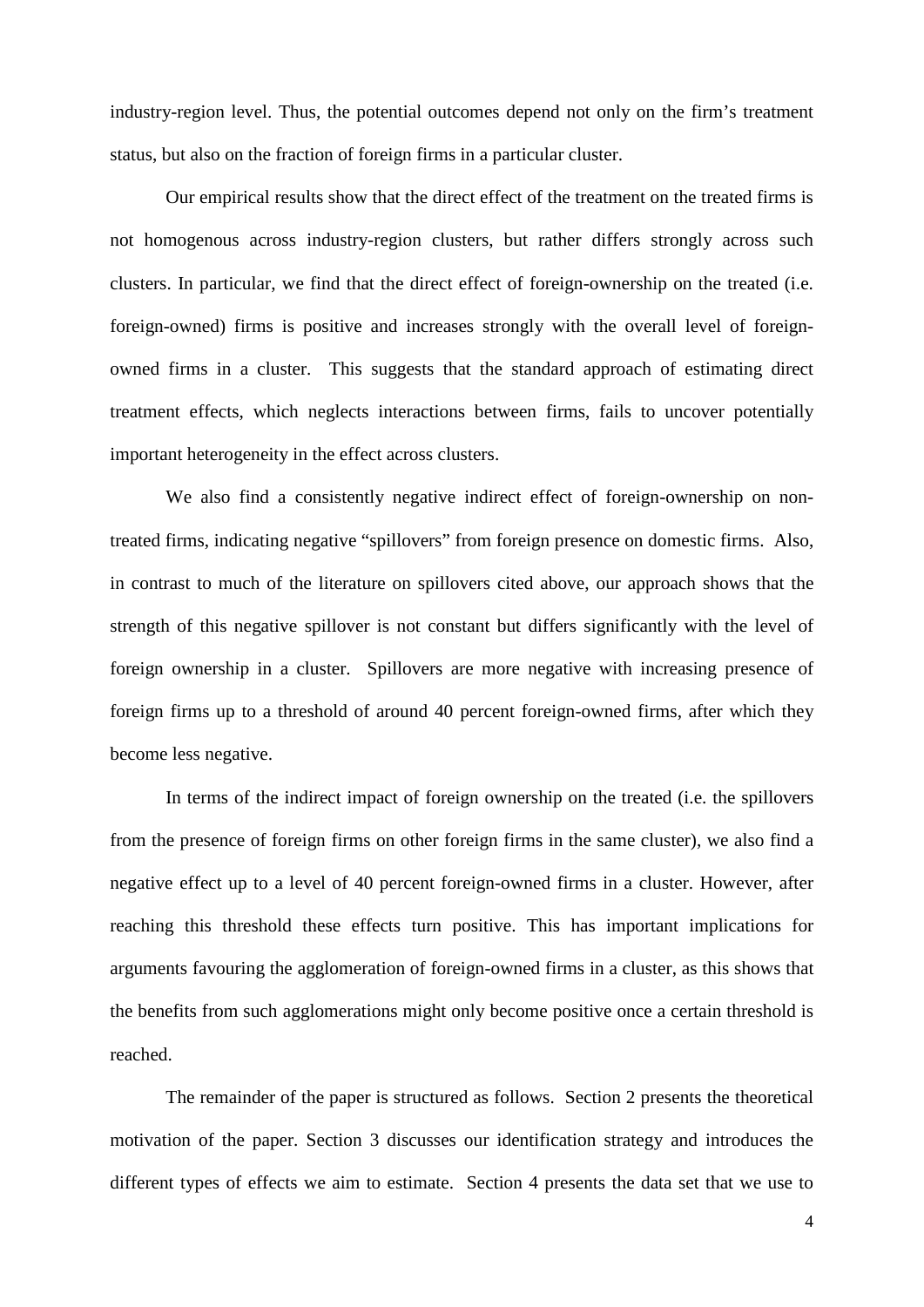industry-region level. Thus, the potential outcomes depend not only on the firm's treatment status, but also on the fraction of foreign firms in a particular cluster.

Our empirical results show that the direct effect of the treatment on the treated firms is not homogenous across industry-region clusters, but rather differs strongly across such clusters. In particular, we find that the direct effect of foreign-ownership on the treated (i.e. foreign-owned) firms is positive and increases strongly with the overall level of foreign-owned firms in a cluster. This suggests that the standard approach of estimating direct treatment effects, which neglects interactions between firms, fails to uncover potentially important heterogeneity in the effect across clusters.

We also find a consistently negative indirect effect of foreign-ownership on non-treated firms, indicating negative "spillovers" from foreign presence on domestic firms. Also, in contrast to much of the literature on spillovers cited above, our approach shows that the strength of this negative spillover is not constant but differs significantly with the level of foreign ownership in a cluster. Spillovers are more negative with increasing presence of foreign firms up to a threshold of around 40 percent foreign-owned firms, after which they become less negative.

In terms of the indirect impact of foreign ownership on the treated (i.e. the spillovers from the presence of foreign firms on other foreign firms in the same cluster), we also find a negative effect up to a level of 40 percent foreign-owned firms in a cluster. However, after reaching this threshold these effects turn positive. This has important implications for arguments favouring the agglomeration of foreign-owned firms in a cluster, as this shows that the benefits from such agglomerations might only become positive once a certain threshold is reached.

The remainder of the paper is structured as follows. Section 2 presents the theoretical motivation of the paper. Section 3 discusses our identification strategy and introduces the different types of effects we aim to estimate. Section 4 presents the data set that we use to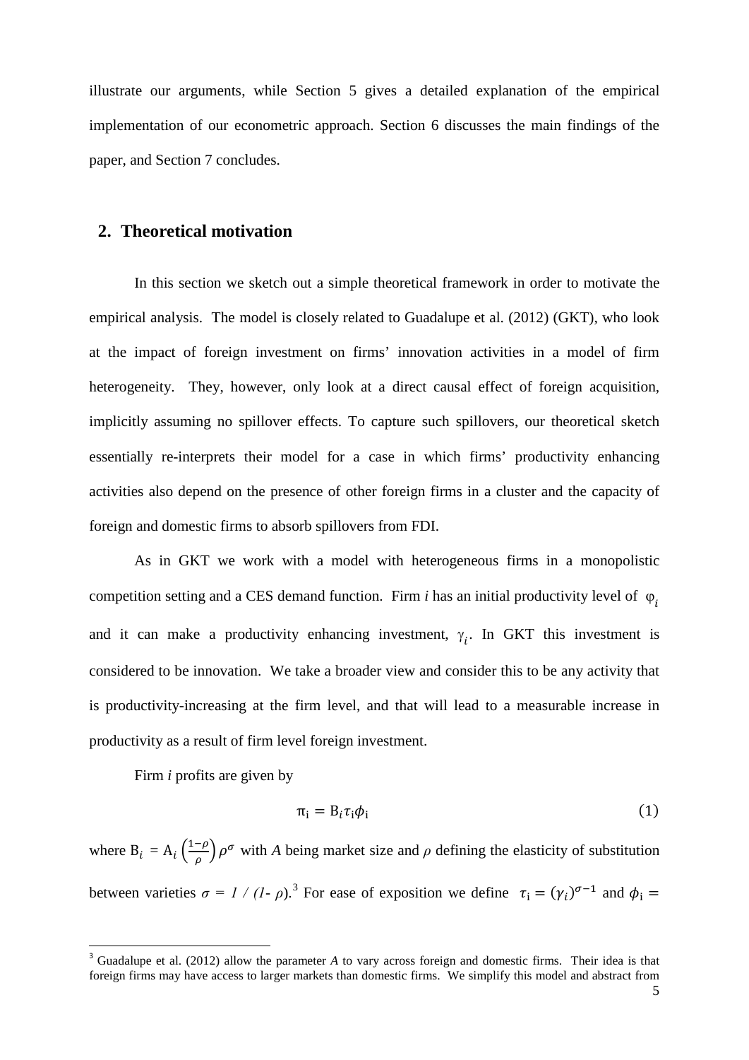illustrate our arguments, while Section 5 gives a detailed explanation of the empirical implementation of our econometric approach. Section 6 discusses the main findings of the paper, and Section 7 concludes.

## 2. Theoretical motivation

In this section we sketch out a simple theoretical framework in order to motivate the empirical analysis. The model is closely related to Guadalupe et al. (2012) (GKT), who look at the impact of foreign investment on firms' innovation activities in a model of firm heterogeneity. They, however, only look at a direct causal effect of foreign acquisition, implicitly assuming no spillover effects. To capture such spillovers, our theoretical sketch essentially re-interprets their model for a case in which firms' productivity enhancing activities also depend on the presence of other foreign firms in a cluster and the capacity of foreign and domestic firms to absorb spillovers from FDI.

As in GKT we work with a model with heterogeneous firms in a monopolistic competition setting and a CES demand function. Firm *i* has an initial productivity level of $\varphi_i$ and it can make a productivity enhancing investment, $\gamma_i$. In GKT this investment is considered to be innovation. We take a broader view and consider this to be any activity that is productivity-increasing at the firm level, and that will lead to a measurable increase in productivity as a result of firm level foreign investment.

Firm *i* profits are given by

$$\pi_i = B_i \tau_i \phi_i \tag{1}$$

where $B_i = A_i \left(\frac{1-\rho}{\rho}\right) \rho^{\sigma}$ with *A* being market size and $\rho$ defining the elasticity of substitution between varieties $\sigma = 1 / (1 - \rho)$.[3] For ease of exposition we define $\tau_i = (\gamma_i)^{\sigma-1}$ and $\phi_i =$

[3] Guadalupe et al. (2012) allow the parameter *A* to vary across foreign and domestic firms. Their idea is that foreign firms may have access to larger markets than domestic firms. We simplify this model and abstract from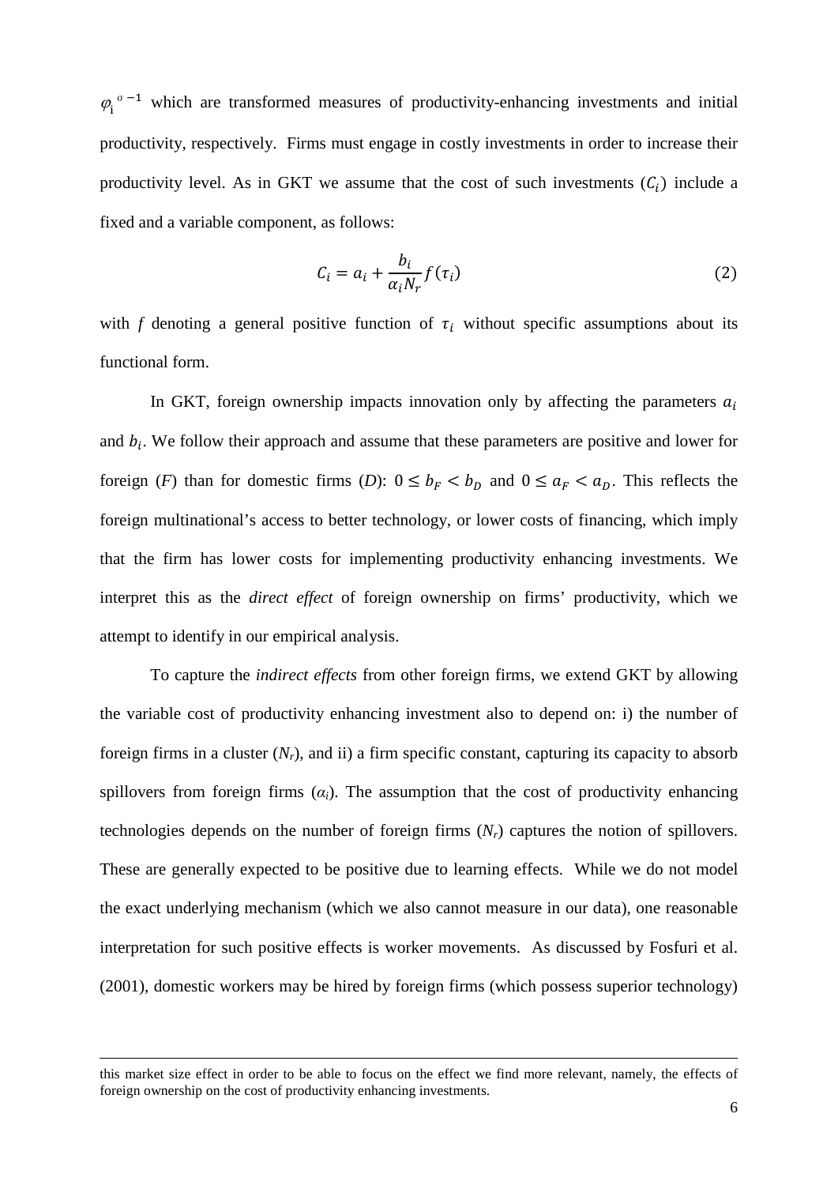$\varphi_i^{\sigma-1}$ which are transformed measures of productivity-enhancing investments and initial productivity, respectively. Firms must engage in costly investments in order to increase their productivity level. As in GKT we assume that the cost of such investments ($C_i$) include a fixed and a variable component, as follows:

$$C_i = a_i + \frac{b_i}{\alpha_i N_r} f(\tau_i) \tag{2}$$

with *f* denoting a general positive function of $\tau_i$ without specific assumptions about its functional form.

In GKT, foreign ownership impacts innovation only by affecting the parameters $a_i$ and $b_i$. We follow their approach and assume that these parameters are positive and lower for foreign (*F*) than for domestic firms (*D*): $0 \leq b_F < b_D$ and $0 \leq a_F < a_D$. This reflects the foreign multinational's access to better technology, or lower costs of financing, which imply that the firm has lower costs for implementing productivity enhancing investments. We interpret this as the *direct effect* of foreign ownership on firms' productivity, which we attempt to identify in our empirical analysis.

To capture the *indirect effects* from other foreign firms, we extend GKT by allowing the variable cost of productivity enhancing investment also to depend on: i) the number of foreign firms in a cluster ($N_r$), and ii) a firm specific constant, capturing its capacity to absorb spillovers from foreign firms ($\alpha_i$). The assumption that the cost of productivity enhancing technologies depends on the number of foreign firms ($N_r$) captures the notion of spillovers. These are generally expected to be positive due to learning effects. While we do not model the exact underlying mechanism (which we also cannot measure in our data), one reasonable interpretation for such positive effects is worker movements. As discussed by Fosfuri et al. (2001), domestic workers may be hired by foreign firms (which possess superior technology)

---

this market size effect in order to be able to focus on the effect we find more relevant, namely, the effects of foreign ownership on the cost of productivity enhancing investments.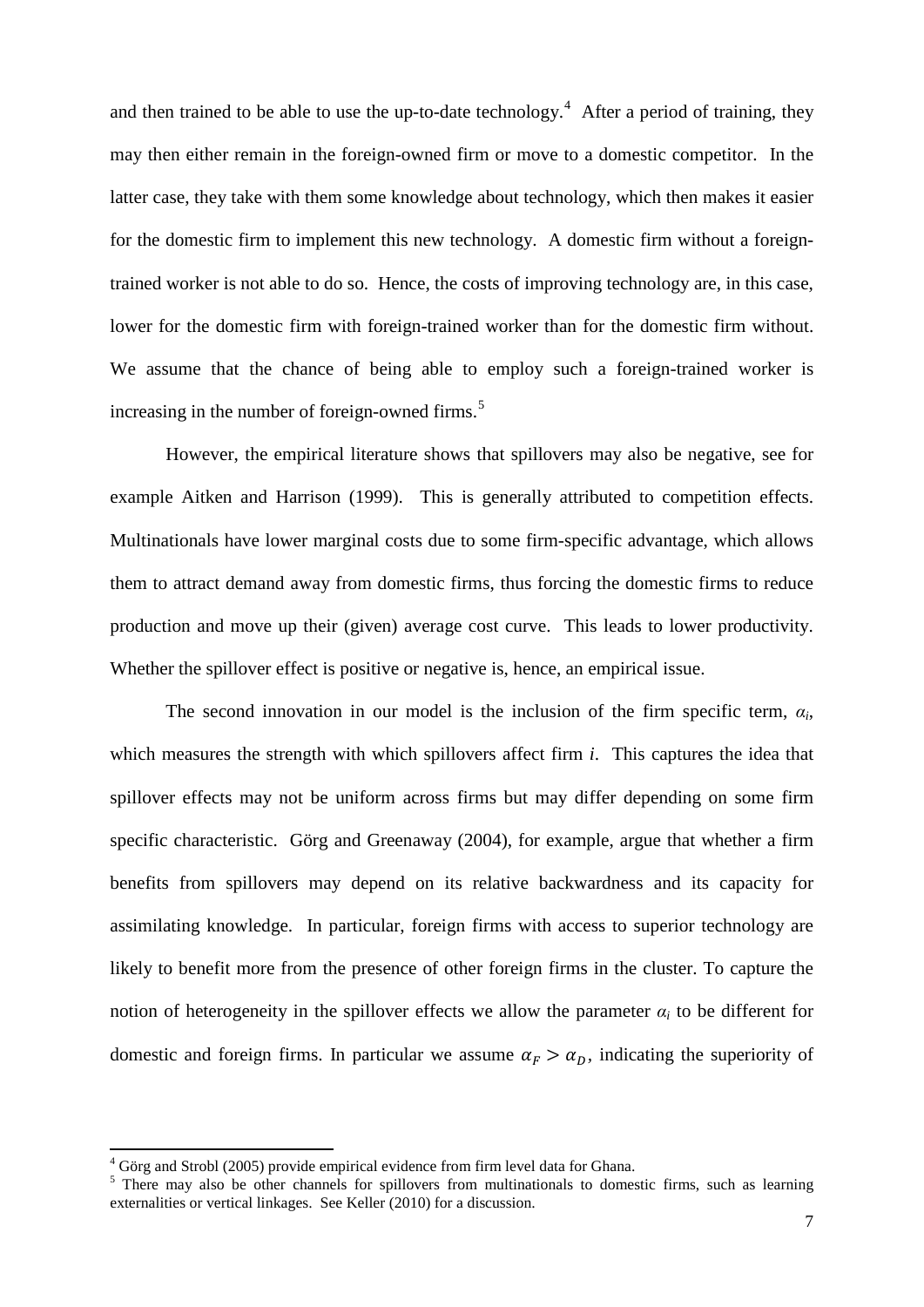and then trained to be able to use the up-to-date technology.[4] After a period of training, they may then either remain in the foreign-owned firm or move to a domestic competitor. In the latter case, they take with them some knowledge about technology, which then makes it easier for the domestic firm to implement this new technology. A domestic firm without a foreign-trained worker is not able to do so. Hence, the costs of improving technology are, in this case, lower for the domestic firm with foreign-trained worker than for the domestic firm without. We assume that the chance of being able to employ such a foreign-trained worker is increasing in the number of foreign-owned firms.[5]

However, the empirical literature shows that spillovers may also be negative, see for example Aitken and Harrison (1999). This is generally attributed to competition effects. Multinationals have lower marginal costs due to some firm-specific advantage, which allows them to attract demand away from domestic firms, thus forcing the domestic firms to reduce production and move up their (given) average cost curve. This leads to lower productivity. Whether the spillover effect is positive or negative is, hence, an empirical issue.

The second innovation in our model is the inclusion of the firm specific term, $\alpha_i$, which measures the strength with which spillovers affect firm *i*. This captures the idea that spillover effects may not be uniform across firms but may differ depending on some firm specific characteristic. Görg and Greenaway (2004), for example, argue that whether a firm benefits from spillovers may depend on its relative backwardness and its capacity for assimilating knowledge. In particular, foreign firms with access to superior technology are likely to benefit more from the presence of other foreign firms in the cluster. To capture the notion of heterogeneity in the spillover effects we allow the parameter $\alpha_i$ to be different for domestic and foreign firms. In particular we assume $\alpha_F > \alpha_D$, indicating the superiority of

---

[4] Görg and Strobl (2005) provide empirical evidence from firm level data for Ghana.

[5] There may also be other channels for spillovers from multinationals to domestic firms, such as learning externalities or vertical linkages. See Keller (2010) for a discussion.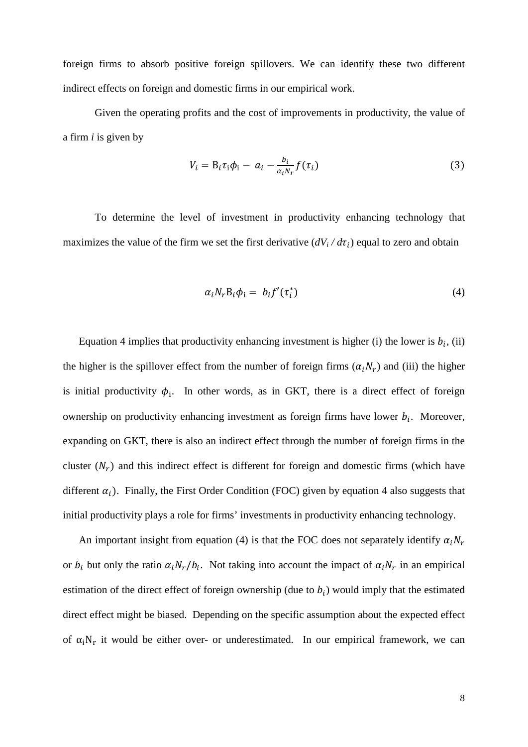foreign firms to absorb positive foreign spillovers. We can identify these two different indirect effects on foreign and domestic firms in our empirical work.

Given the operating profits and the cost of improvements in productivity, the value of a firm *i* is given by

$$V_i = B_i \tau_i \phi_i - a_i - \frac{b_i}{\alpha_i N_r} f(\tau_i) \tag{3}$$

To determine the level of investment in productivity enhancing technology that maximizes the value of the firm we set the first derivative ($dV_i / d\tau_i$) equal to zero and obtain

$$\alpha_i N_r B_i \phi_i = b_i f'(\tau_i^*) \tag{4}$$

Equation 4 implies that productivity enhancing investment is higher (i) the lower is $b_i$, (ii) the higher is the spillover effect from the number of foreign firms ($\alpha_i N_r$) and (iii) the higher is initial productivity $\phi_i$. In other words, as in GKT, there is a direct effect of foreign ownership on productivity enhancing investment as foreign firms have lower $b_i$. Moreover, expanding on GKT, there is also an indirect effect through the number of foreign firms in the cluster ($N_r$) and this indirect effect is different for foreign and domestic firms (which have different $\alpha_i$). Finally, the First Order Condition (FOC) given by equation 4 also suggests that initial productivity plays a role for firms' investments in productivity enhancing technology.

An important insight from equation (4) is that the FOC does not separately identify $\alpha_i N_r$ or $b_i$ but only the ratio $\alpha_i N_r / b_i$. Not taking into account the impact of $\alpha_i N_r$ in an empirical estimation of the direct effect of foreign ownership (due to $b_i$) would imply that the estimated direct effect might be biased. Depending on the specific assumption about the expected effect of $\alpha_i N_r$ it would be either over- or underestimated. In our empirical framework, we can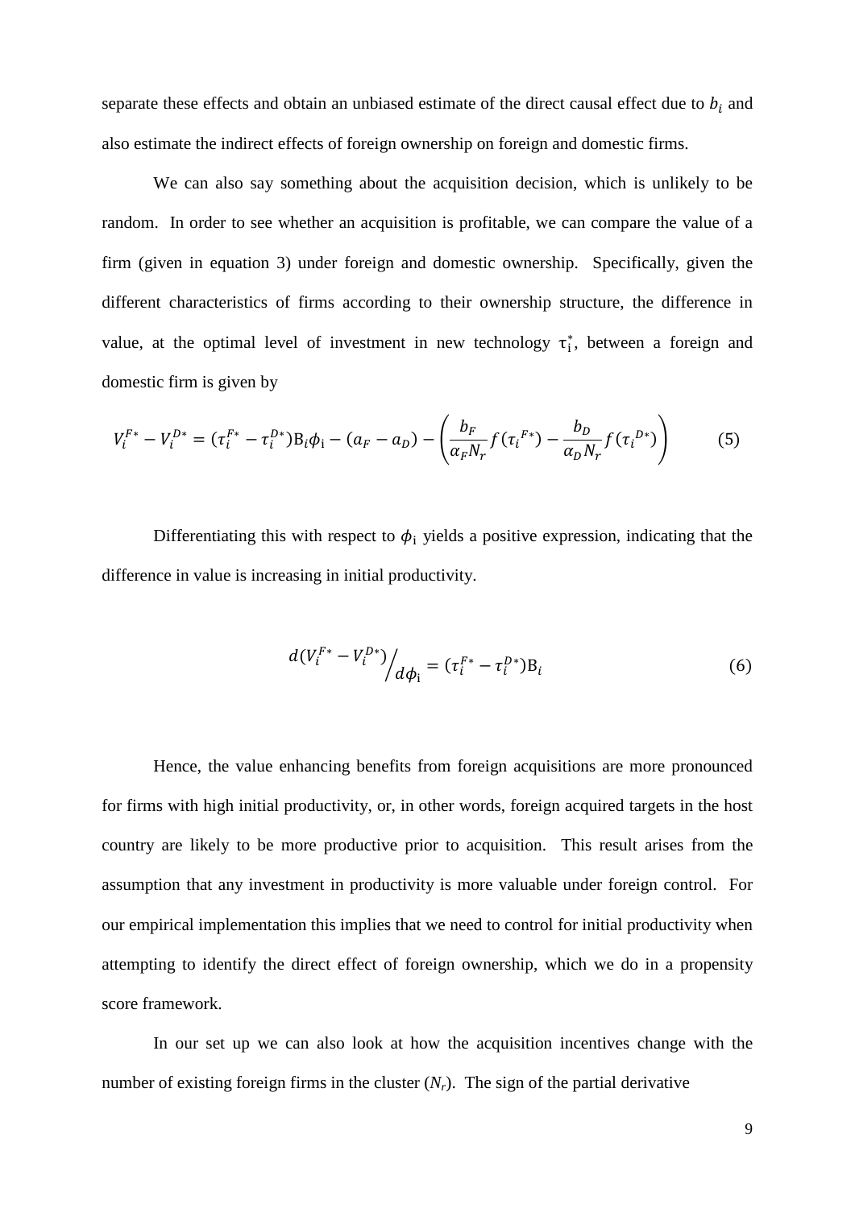separate these effects and obtain an unbiased estimate of the direct causal effect due to $b_i$ and also estimate the indirect effects of foreign ownership on foreign and domestic firms.

We can also say something about the acquisition decision, which is unlikely to be random. In order to see whether an acquisition is profitable, we can compare the value of a firm (given in equation 3) under foreign and domestic ownership. Specifically, given the different characteristics of firms according to their ownership structure, the difference in value, at the optimal level of investment in new technology $\tau_i^*$, between a foreign and domestic firm is given by

$$V_i^{F*} - V_i^{D*} = (\tau_i^{F*} - \tau_i^{D*})B_i\phi_i - (a_F - a_D) - \left(\frac{b_F}{\alpha_F N_r}f(\tau_i{}^{F*}) - \frac{b_D}{\alpha_D N_r}f(\tau_i{}^{D*})\right) \qquad (5)$$

Differentiating this with respect to $\phi_i$ yields a positive expression, indicating that the difference in value is increasing in initial productivity.

$$d(V_i^{F*} - V_i^{D*})\Big/ d\phi_i = (\tau_i^{F*} - \tau_i^{D*})B_i \qquad (6)$$

Hence, the value enhancing benefits from foreign acquisitions are more pronounced for firms with high initial productivity, or, in other words, foreign acquired targets in the host country are likely to be more productive prior to acquisition. This result arises from the assumption that any investment in productivity is more valuable under foreign control. For our empirical implementation this implies that we need to control for initial productivity when attempting to identify the direct effect of foreign ownership, which we do in a propensity score framework.

In our set up we can also look at how the acquisition incentives change with the number of existing foreign firms in the cluster ($N_r$). The sign of the partial derivative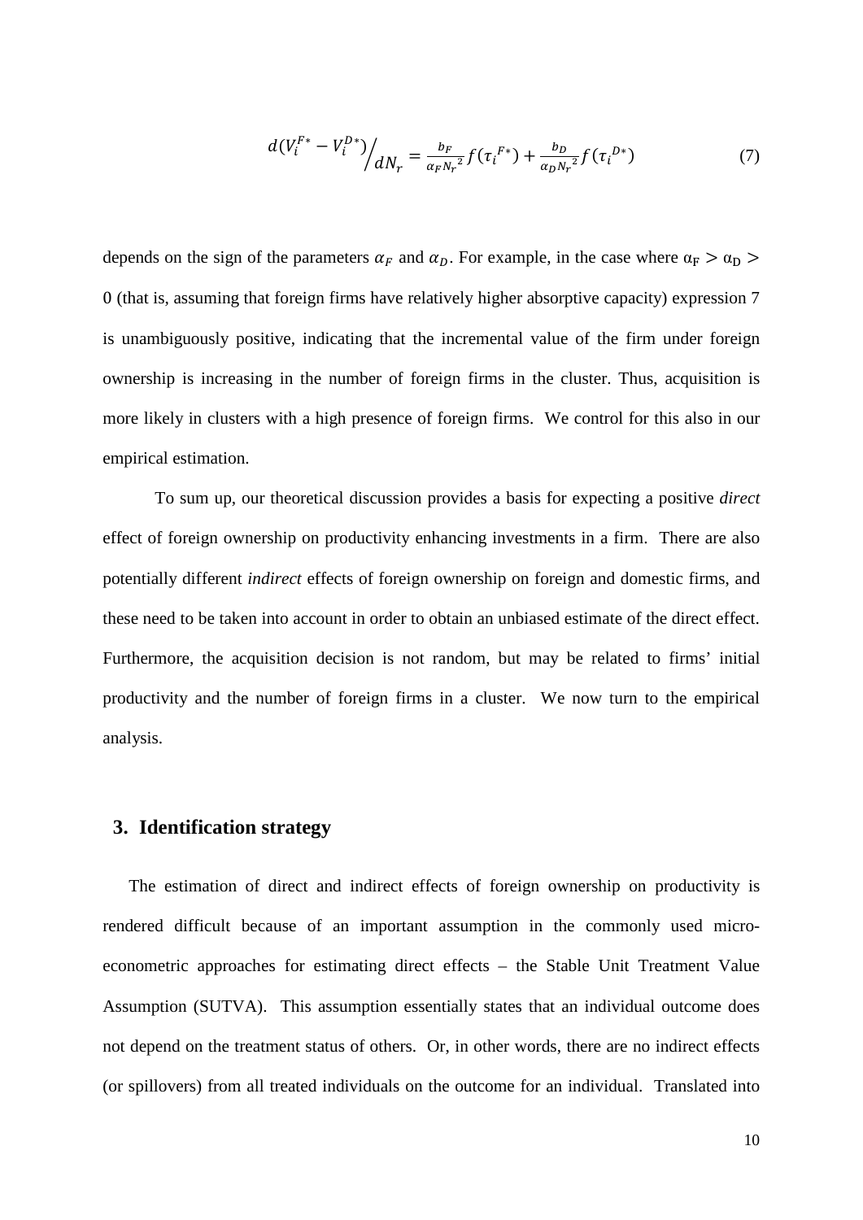$$d(V_i^{F*} - V_i^{D*}) \Big/ dN_r = \frac{b_F}{\alpha_F N_r^2} f(\tau_i^{F*}) + \frac{b_D}{\alpha_D N_r^2} f(\tau_i^{D*}) \tag{7}$$

depends on the sign of the parameters $\alpha_F$ and $\alpha_D$. For example, in the case where $\alpha_F > \alpha_D > 0$ (that is, assuming that foreign firms have relatively higher absorptive capacity) expression 7 is unambiguously positive, indicating that the incremental value of the firm under foreign ownership is increasing in the number of foreign firms in the cluster. Thus, acquisition is more likely in clusters with a high presence of foreign firms. We control for this also in our empirical estimation.

To sum up, our theoretical discussion provides a basis for expecting a positive *direct* effect of foreign ownership on productivity enhancing investments in a firm. There are also potentially different *indirect* effects of foreign ownership on foreign and domestic firms, and these need to be taken into account in order to obtain an unbiased estimate of the direct effect. Furthermore, the acquisition decision is not random, but may be related to firms' initial productivity and the number of foreign firms in a cluster. We now turn to the empirical analysis.

## 3. Identification strategy

The estimation of direct and indirect effects of foreign ownership on productivity is rendered difficult because of an important assumption in the commonly used micro-econometric approaches for estimating direct effects – the Stable Unit Treatment Value Assumption (SUTVA). This assumption essentially states that an individual outcome does not depend on the treatment status of others. Or, in other words, there are no indirect effects (or spillovers) from all treated individuals on the outcome for an individual. Translated into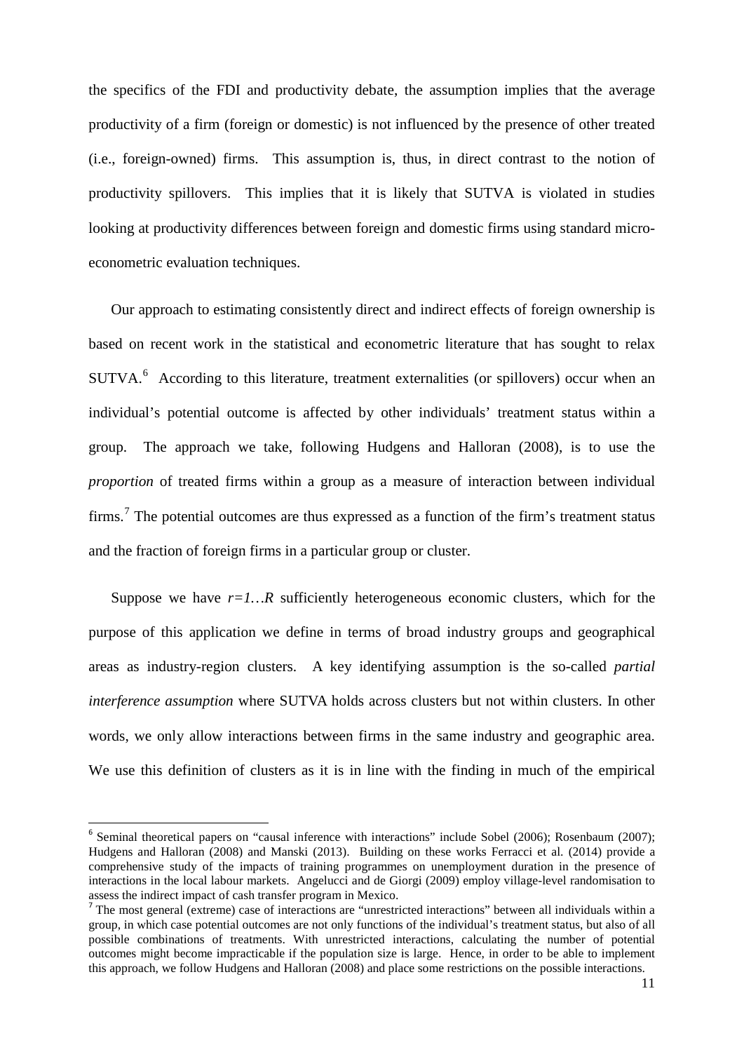the specifics of the FDI and productivity debate, the assumption implies that the average productivity of a firm (foreign or domestic) is not influenced by the presence of other treated (i.e., foreign-owned) firms. This assumption is, thus, in direct contrast to the notion of productivity spillovers. This implies that it is likely that SUTVA is violated in studies looking at productivity differences between foreign and domestic firms using standard micro-econometric evaluation techniques.

Our approach to estimating consistently direct and indirect effects of foreign ownership is based on recent work in the statistical and econometric literature that has sought to relax SUTVA.[6] According to this literature, treatment externalities (or spillovers) occur when an individual's potential outcome is affected by other individuals' treatment status within a group. The approach we take, following Hudgens and Halloran (2008), is to use the *proportion* of treated firms within a group as a measure of interaction between individual firms.[7] The potential outcomes are thus expressed as a function of the firm's treatment status and the fraction of foreign firms in a particular group or cluster.

Suppose we have $r=1 \ldots R$ sufficiently heterogeneous economic clusters, which for the purpose of this application we define in terms of broad industry groups and geographical areas as industry-region clusters. A key identifying assumption is the so-called *partial interference assumption* where SUTVA holds across clusters but not within clusters. In other words, we only allow interactions between firms in the same industry and geographic area. We use this definition of clusters as it is in line with the finding in much of the empirical

[6] Seminal theoretical papers on "causal inference with interactions" include Sobel (2006); Rosenbaum (2007); Hudgens and Halloran (2008) and Manski (2013). Building on these works Ferracci et al. (2014) provide a comprehensive study of the impacts of training programmes on unemployment duration in the presence of interactions in the local labour markets. Angelucci and de Giorgi (2009) employ village-level randomisation to assess the indirect impact of cash transfer program in Mexico.

[7] The most general (extreme) case of interactions are "unrestricted interactions" between all individuals within a group, in which case potential outcomes are not only functions of the individual's treatment status, but also of all possible combinations of treatments. With unrestricted interactions, calculating the number of potential outcomes might become impracticable if the population size is large. Hence, in order to be able to implement this approach, we follow Hudgens and Halloran (2008) and place some restrictions on the possible interactions.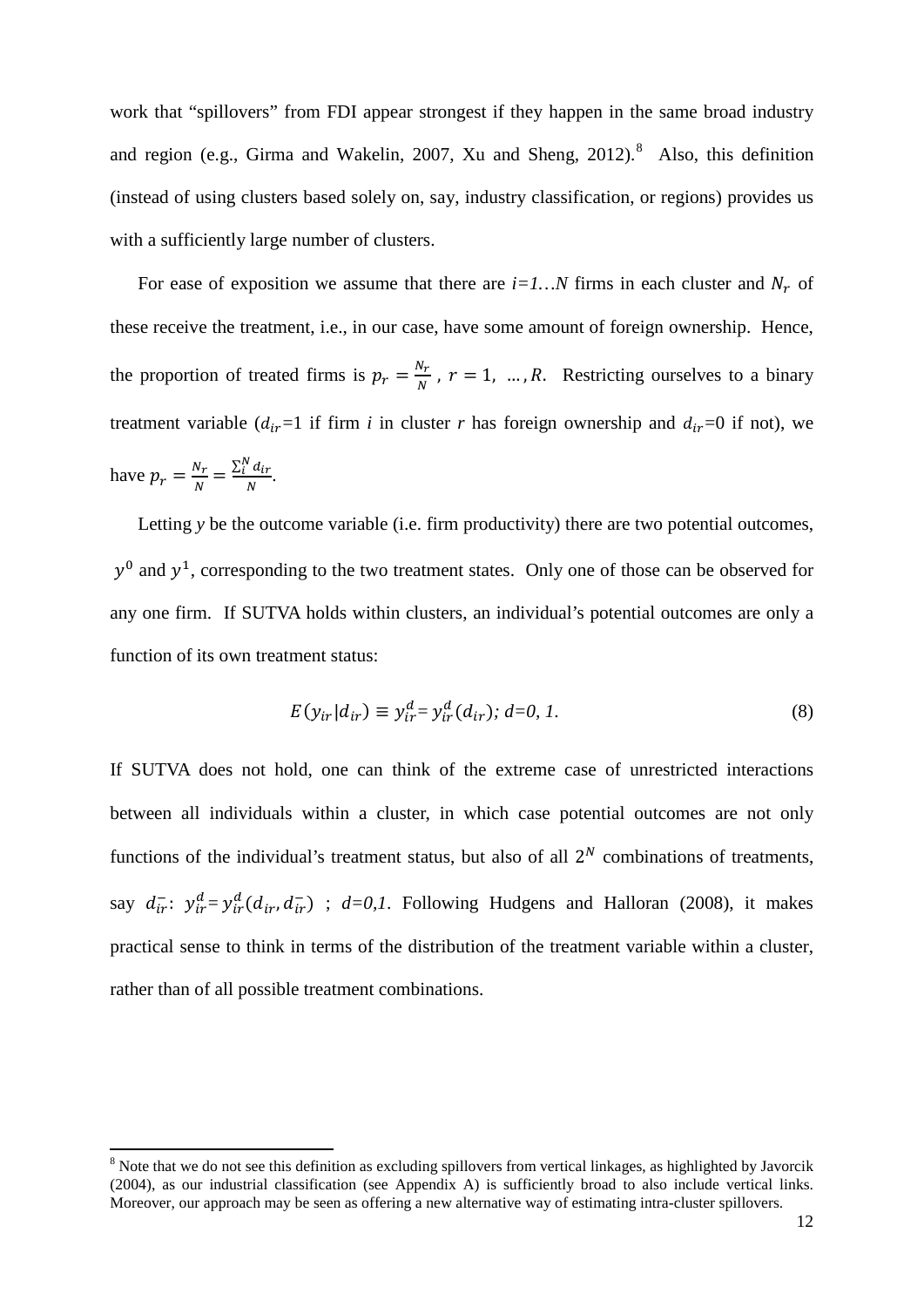work that "spillovers" from FDI appear strongest if they happen in the same broad industry and region (e.g., Girma and Wakelin, 2007, Xu and Sheng, 2012).[8] Also, this definition (instead of using clusters based solely on, say, industry classification, or regions) provides us with a sufficiently large number of clusters.

For ease of exposition we assume that there are *i=1…N* firms in each cluster and $N_r$ of these receive the treatment, i.e., in our case, have some amount of foreign ownership. Hence, the proportion of treated firms is $p_r = \frac{N_r}{N}$ , $r = 1, \ldots, R$. Restricting ourselves to a binary treatment variable ($d_{ir}$=1 if firm *i* in cluster *r* has foreign ownership and $d_{ir}$=0 if not), we have $p_r = \frac{N_r}{N} = \frac{\sum_i^N d_{ir}}{N}$.

Letting *y* be the outcome variable (i.e. firm productivity) there are two potential outcomes, $y^0$ and $y^1$, corresponding to the two treatment states. Only one of those can be observed for any one firm. If SUTVA holds within clusters, an individual's potential outcomes are only a function of its own treatment status:

$$E(y_{ir}|d_{ir}) \equiv y_{ir}^d = y_{ir}^d(d_{ir});\ d=0,\ 1. \tag{8}$$

If SUTVA does not hold, one can think of the extreme case of unrestricted interactions between all individuals within a cluster, in which case potential outcomes are not only functions of the individual's treatment status, but also of all $2^N$ combinations of treatments, say $d_{ir}^-$: $y_{ir}^d = y_{ir}^d(d_{ir}, d_{ir}^-)$ ; *d=0,1*. Following Hudgens and Halloran (2008), it makes practical sense to think in terms of the distribution of the treatment variable within a cluster, rather than of all possible treatment combinations.

[8] Note that we do not see this definition as excluding spillovers from vertical linkages, as highlighted by Javorcik (2004), as our industrial classification (see Appendix A) is sufficiently broad to also include vertical links. Moreover, our approach may be seen as offering a new alternative way of estimating intra-cluster spillovers.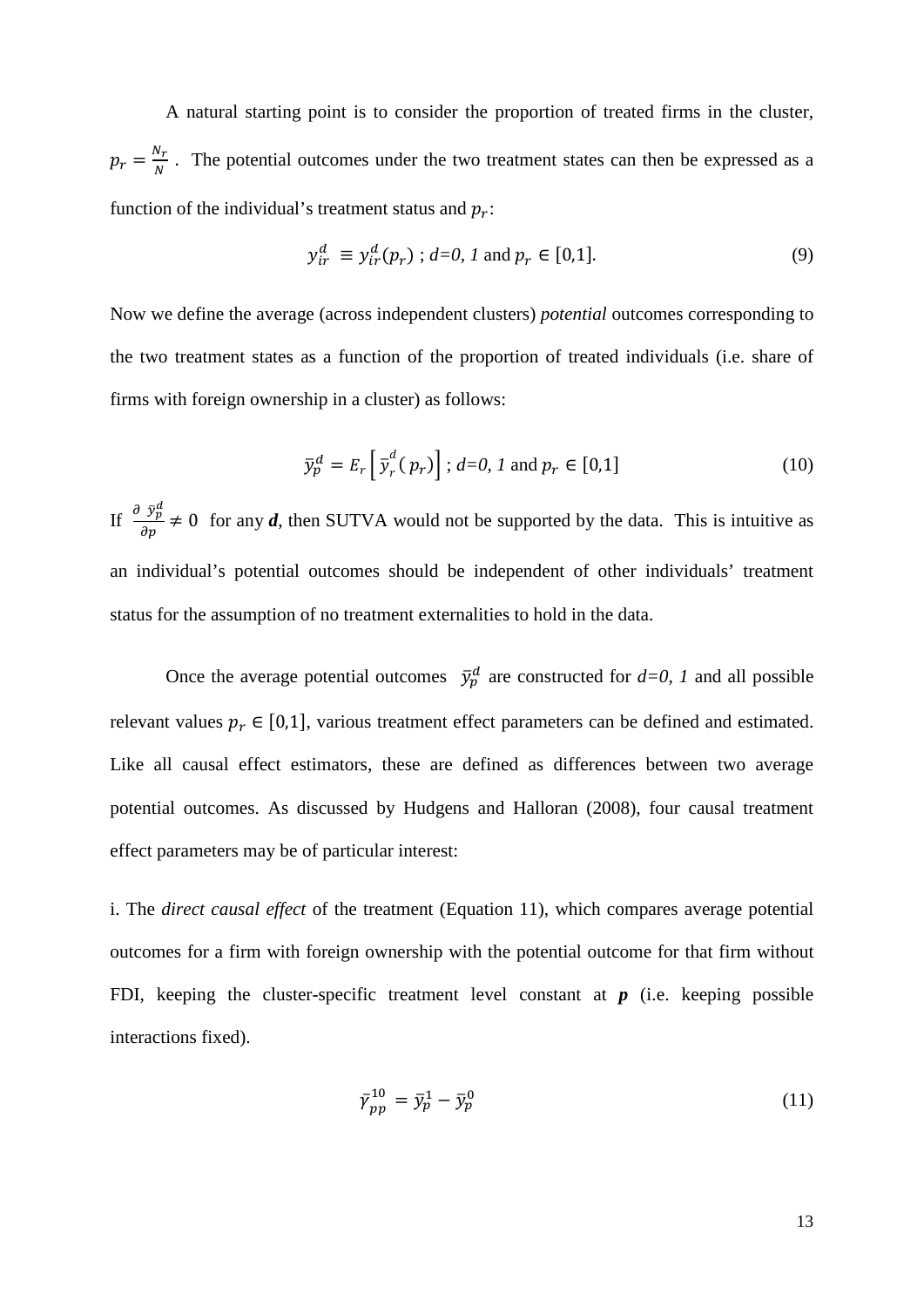A natural starting point is to consider the proportion of treated firms in the cluster, $p_r = \frac{N_r}{N}$. The potential outcomes under the two treatment states can then be expressed as a function of the individual's treatment status and $p_r$:

$$y_{ir}^{d} \equiv y_{ir}^{d}(p_r) \text{ ; } d=0, 1 \text{ and } p_r \in [0,1]. \tag{9}$$

Now we define the average (across independent clusters) *potential* outcomes corresponding to the two treatment states as a function of the proportion of treated individuals (i.e. share of firms with foreign ownership in a cluster) as follows:

$$\bar{y}_p^d = E_r\left[\bar{y}_r^d(p_r)\right] \text{ ; } d=0, 1 \text{ and } p_r \in [0,1] \tag{10}$$

If $\frac{\partial \ \bar{y}_p^d}{\partial p} \neq 0$ for any $\boldsymbol{d}$, then SUTVA would not be supported by the data. This is intuitive as an individual's potential outcomes should be independent of other individuals' treatment status for the assumption of no treatment externalities to hold in the data.

Once the average potential outcomes $\bar{y}_p^d$ are constructed for *d=0, 1* and all possible relevant values $p_r \in [0,1]$, various treatment effect parameters can be defined and estimated. Like all causal effect estimators, these are defined as differences between two average potential outcomes. As discussed by Hudgens and Halloran (2008), four causal treatment effect parameters may be of particular interest:

i. The *direct causal effect* of the treatment (Equation 11), which compares average potential outcomes for a firm with foreign ownership with the potential outcome for that firm without FDI, keeping the cluster-specific treatment level constant at $\boldsymbol{p}$ (i.e. keeping possible interactions fixed).

$$\bar{\gamma}_{pp}^{10} = \bar{y}_p^1 - \bar{y}_p^0 \tag{11}$$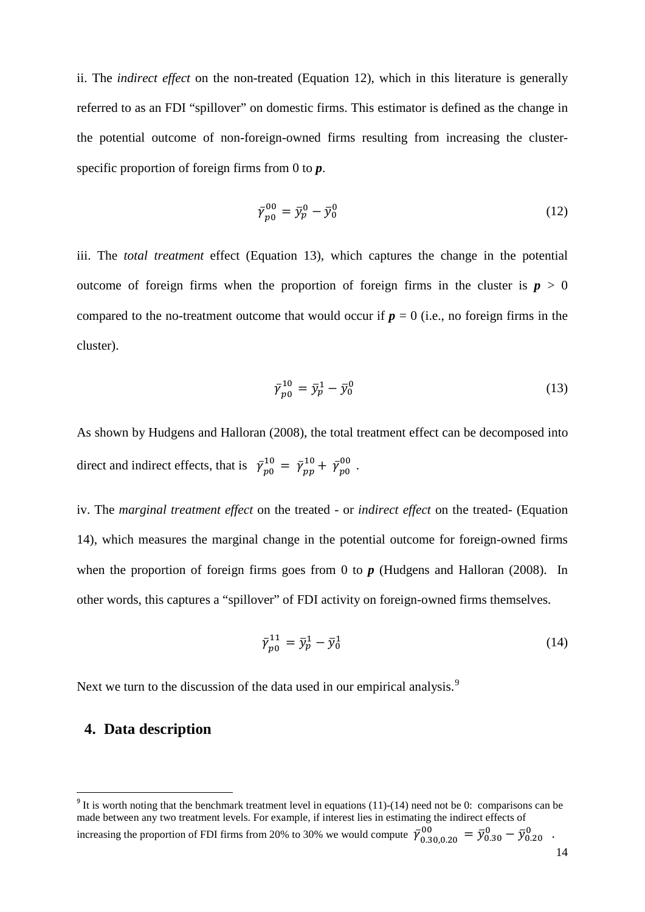ii. The *indirect effect* on the non-treated (Equation 12), which in this literature is generally referred to as an FDI "spillover" on domestic firms. This estimator is defined as the change in the potential outcome of non-foreign-owned firms resulting from increasing the cluster-specific proportion of foreign firms from 0 to $\boldsymbol{p}$.

$$\bar{\gamma}_{p0}^{00} = \bar{y}_p^0 - \bar{y}_0^0 \tag{12}$$

iii. The *total treatment* effect (Equation 13), which captures the change in the potential outcome of foreign firms when the proportion of foreign firms in the cluster is $\boldsymbol{p} > 0$ compared to the no-treatment outcome that would occur if $\boldsymbol{p} = 0$ (i.e., no foreign firms in the cluster).

$$\bar{\gamma}_{p0}^{10} = \bar{y}_p^1 - \bar{y}_0^0 \tag{13}$$

As shown by Hudgens and Halloran (2008), the total treatment effect can be decomposed into direct and indirect effects, that is $\bar{\gamma}_{p0}^{10} = \bar{\gamma}_{pp}^{10} + \bar{\gamma}_{p0}^{00}$ .

iv. The *marginal treatment effect* on the treated - or *indirect effect* on the treated- (Equation 14), which measures the marginal change in the potential outcome for foreign-owned firms when the proportion of foreign firms goes from 0 to $\boldsymbol{p}$ (Hudgens and Halloran (2008). In other words, this captures a "spillover" of FDI activity on foreign-owned firms themselves.

$$\bar{\gamma}_{p0}^{11} = \bar{y}_p^1 - \bar{y}_0^1 \tag{14}$$

Next we turn to the discussion of the data used in our empirical analysis.[9]

## 4. Data description

[9] It is worth noting that the benchmark treatment level in equations (11)-(14) need not be 0: comparisons can be made between any two treatment levels. For example, if interest lies in estimating the indirect effects of increasing the proportion of FDI firms from 20% to 30% we would compute $\bar{\gamma}_{0.30,0.20}^{00} = \bar{y}_{0.30}^0 - \bar{y}_{0.20}^0$ .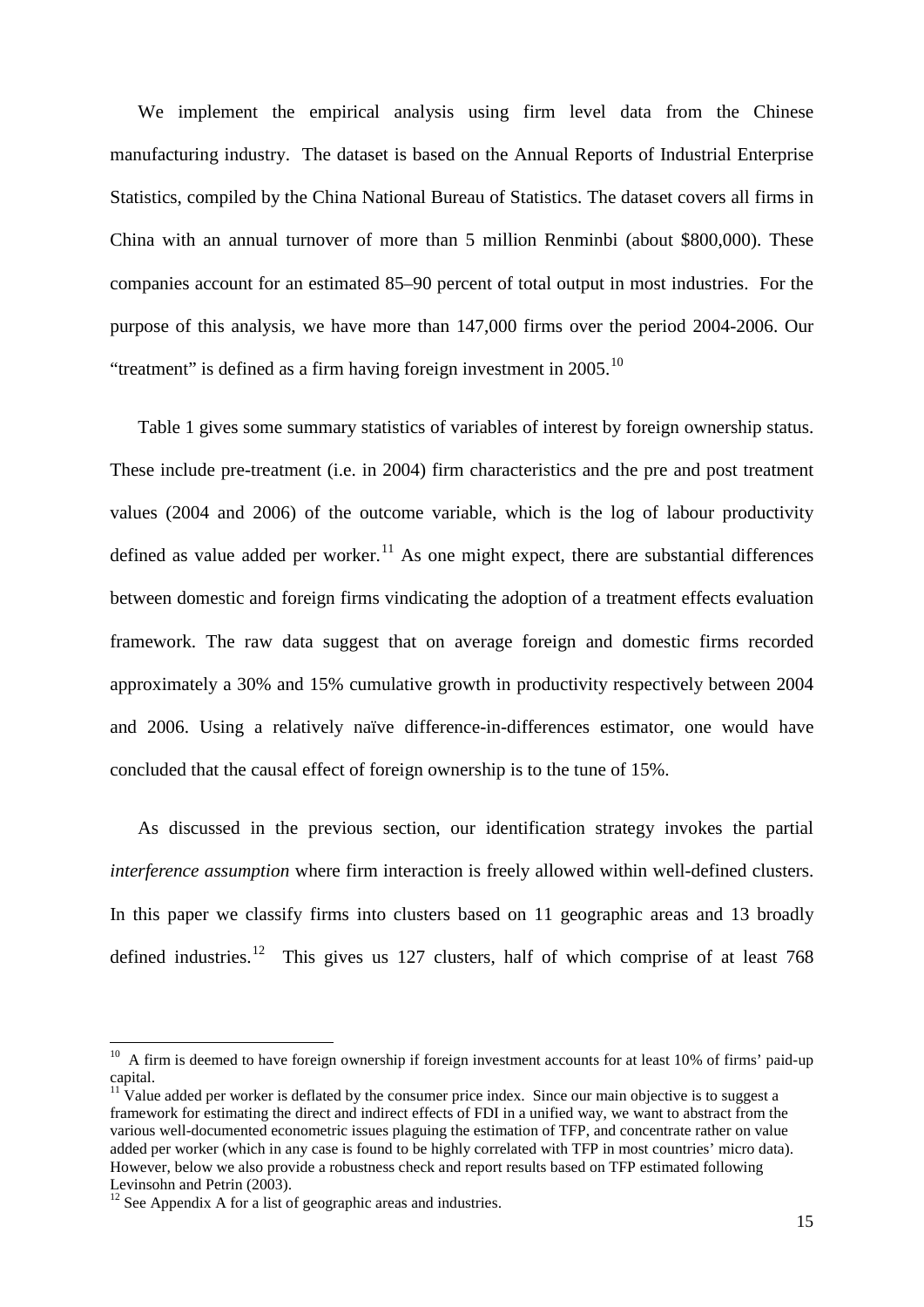We implement the empirical analysis using firm level data from the Chinese manufacturing industry. The dataset is based on the Annual Reports of Industrial Enterprise Statistics, compiled by the China National Bureau of Statistics. The dataset covers all firms in China with an annual turnover of more than 5 million Renminbi (about \$800,000). These companies account for an estimated 85–90 percent of total output in most industries. For the purpose of this analysis, we have more than 147,000 firms over the period 2004-2006. Our "treatment" is defined as a firm having foreign investment in 2005.[10]

Table 1 gives some summary statistics of variables of interest by foreign ownership status. These include pre-treatment (i.e. in 2004) firm characteristics and the pre and post treatment values (2004 and 2006) of the outcome variable, which is the log of labour productivity defined as value added per worker.[11] As one might expect, there are substantial differences between domestic and foreign firms vindicating the adoption of a treatment effects evaluation framework. The raw data suggest that on average foreign and domestic firms recorded approximately a 30% and 15% cumulative growth in productivity respectively between 2004 and 2006. Using a relatively naïve difference-in-differences estimator, one would have concluded that the causal effect of foreign ownership is to the tune of 15%.

As discussed in the previous section, our identification strategy invokes the partial *interference assumption* where firm interaction is freely allowed within well-defined clusters. In this paper we classify firms into clusters based on 11 geographic areas and 13 broadly defined industries.[12] This gives us 127 clusters, half of which comprise of at least 768

---

[10] A firm is deemed to have foreign ownership if foreign investment accounts for at least 10% of firms' paid-up capital.

[11] Value added per worker is deflated by the consumer price index. Since our main objective is to suggest a framework for estimating the direct and indirect effects of FDI in a unified way, we want to abstract from the various well-documented econometric issues plaguing the estimation of TFP, and concentrate rather on value added per worker (which in any case is found to be highly correlated with TFP in most countries' micro data). However, below we also provide a robustness check and report results based on TFP estimated following Levinsohn and Petrin (2003).

[12] See Appendix A for a list of geographic areas and industries.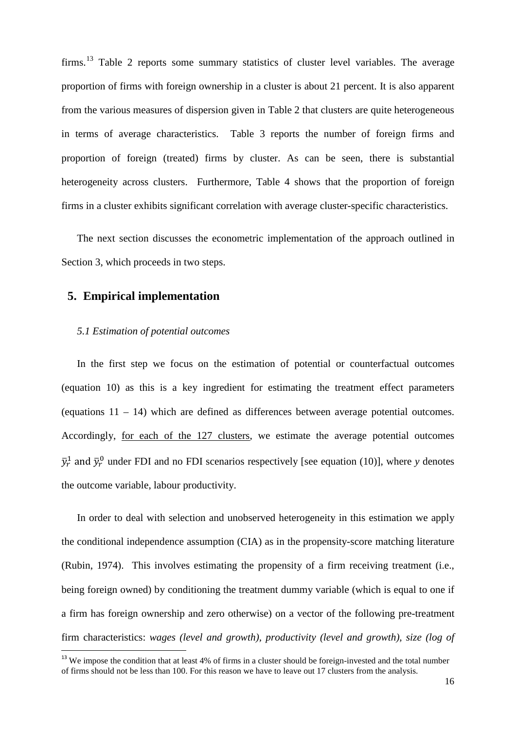firms.[13] Table 2 reports some summary statistics of cluster level variables. The average proportion of firms with foreign ownership in a cluster is about 21 percent. It is also apparent from the various measures of dispersion given in Table 2 that clusters are quite heterogeneous in terms of average characteristics. Table 3 reports the number of foreign firms and proportion of foreign (treated) firms by cluster. As can be seen, there is substantial heterogeneity across clusters. Furthermore, Table 4 shows that the proportion of foreign firms in a cluster exhibits significant correlation with average cluster-specific characteristics.

The next section discusses the econometric implementation of the approach outlined in Section 3, which proceeds in two steps.

## 5. Empirical implementation

### *5.1 Estimation of potential outcomes*

In the first step we focus on the estimation of potential or counterfactual outcomes (equation 10) as this is a key ingredient for estimating the treatment effect parameters (equations 11 – 14) which are defined as differences between average potential outcomes. Accordingly, <u>for each of the 127 clusters</u>, we estimate the average potential outcomes $\bar{y}_r^1$ and $\bar{y}_r^0$ under FDI and no FDI scenarios respectively [see equation (10)], where *y* denotes the outcome variable, labour productivity.

In order to deal with selection and unobserved heterogeneity in this estimation we apply the conditional independence assumption (CIA) as in the propensity-score matching literature (Rubin, 1974). This involves estimating the propensity of a firm receiving treatment (i.e., being foreign owned) by conditioning the treatment dummy variable (which is equal to one if a firm has foreign ownership and zero otherwise) on a vector of the following pre-treatment firm characteristics: *wages (level and growth), productivity (level and growth), size (log of*

[13] We impose the condition that at least 4% of firms in a cluster should be foreign-invested and the total number of firms should not be less than 100. For this reason we have to leave out 17 clusters from the analysis.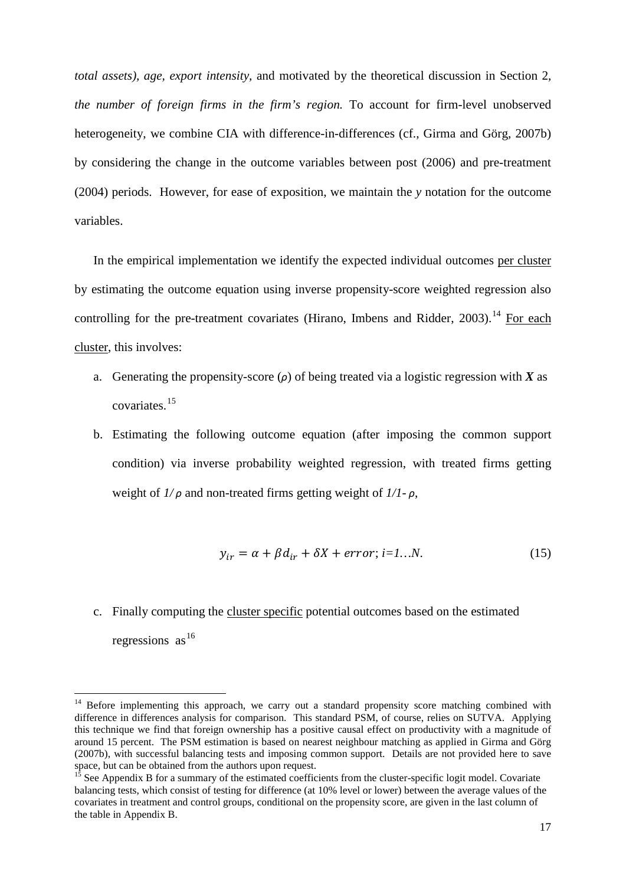*total assets), age, export intensity,* and motivated by the theoretical discussion in Section 2, *the number of foreign firms in the firm's region.* To account for firm-level unobserved heterogeneity, we combine CIA with difference-in-differences (cf., Girma and Görg, 2007b) by considering the change in the outcome variables between post (2006) and pre-treatment (2004) periods. However, for ease of exposition, we maintain the *y* notation for the outcome variables.

In the empirical implementation we identify the expected individual outcomes per cluster by estimating the outcome equation using inverse propensity-score weighted regression also controlling for the pre-treatment covariates (Hirano, Imbens and Ridder, 2003).[14] For each cluster, this involves:

a. Generating the propensity-score ($\rho$) of being treated via a logistic regression with $\boldsymbol{X}$ as covariates.[15]

b. Estimating the following outcome equation (after imposing the common support condition) via inverse probability weighted regression, with treated firms getting weight of $1/\rho$ and non-treated firms getting weight of $1/1-\rho$,

$$y_{ir} = \alpha + \beta d_{ir} + \delta X + error;\ i=1\ldots N. \tag{15}$$

c. Finally computing the cluster specific potential outcomes based on the estimated regressions as[16]

---

[14] Before implementing this approach, we carry out a standard propensity score matching combined with difference in differences analysis for comparison. This standard PSM, of course, relies on SUTVA. Applying this technique we find that foreign ownership has a positive causal effect on productivity with a magnitude of around 15 percent. The PSM estimation is based on nearest neighbour matching as applied in Girma and Görg (2007b), with successful balancing tests and imposing common support. Details are not provided here to save space, but can be obtained from the authors upon request.

[15] See Appendix B for a summary of the estimated coefficients from the cluster-specific logit model. Covariate balancing tests, which consist of testing for difference (at 10% level or lower) between the average values of the covariates in treatment and control groups, conditional on the propensity score, are given in the last column of the table in Appendix B.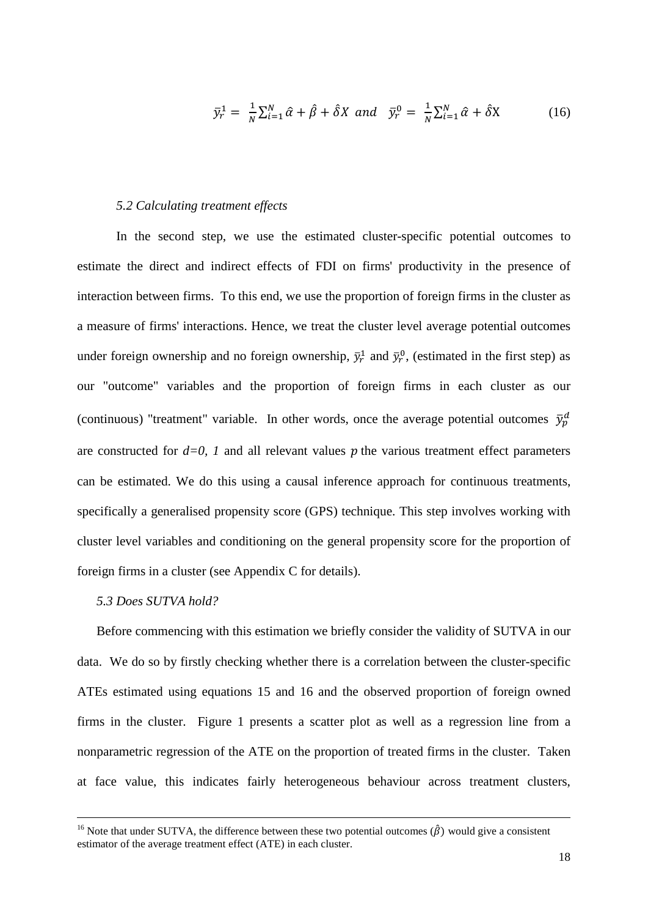$$\bar{y}_r^1 = \frac{1}{N}\sum_{i=1}^{N} \hat{\alpha} + \hat{\beta} + \hat{\delta}X \;\; and \;\; \bar{y}_r^0 = \frac{1}{N}\sum_{i=1}^{N} \hat{\alpha} + \hat{\delta}\mathrm{X} \qquad (16)$$

*5.2 Calculating treatment effects*

In the second step, we use the estimated cluster-specific potential outcomes to estimate the direct and indirect effects of FDI on firms' productivity in the presence of interaction between firms. To this end, we use the proportion of foreign firms in the cluster as a measure of firms' interactions. Hence, we treat the cluster level average potential outcomes under foreign ownership and no foreign ownership, $\bar{y}_r^1$ and $\bar{y}_r^0$, (estimated in the first step) as our "outcome" variables and the proportion of foreign firms in each cluster as our (continuous) "treatment" variable. In other words, once the average potential outcomes $\bar{y}_p^d$ are constructed for $d=0, 1$ and all relevant values $p$ the various treatment effect parameters can be estimated. We do this using a causal inference approach for continuous treatments, specifically a generalised propensity score (GPS) technique. This step involves working with cluster level variables and conditioning on the general propensity score for the proportion of foreign firms in a cluster (see Appendix C for details).

*5.3 Does SUTVA hold?*

Before commencing with this estimation we briefly consider the validity of SUTVA in our data. We do so by firstly checking whether there is a correlation between the cluster-specific ATEs estimated using equations 15 and 16 and the observed proportion of foreign owned firms in the cluster. Figure 1 presents a scatter plot as well as a regression line from a nonparametric regression of the ATE on the proportion of treated firms in the cluster. Taken at face value, this indicates fairly heterogeneous behaviour across treatment clusters,

[16] Note that under SUTVA, the difference between these two potential outcomes ($\hat{\beta}$) would give a consistent estimator of the average treatment effect (ATE) in each cluster.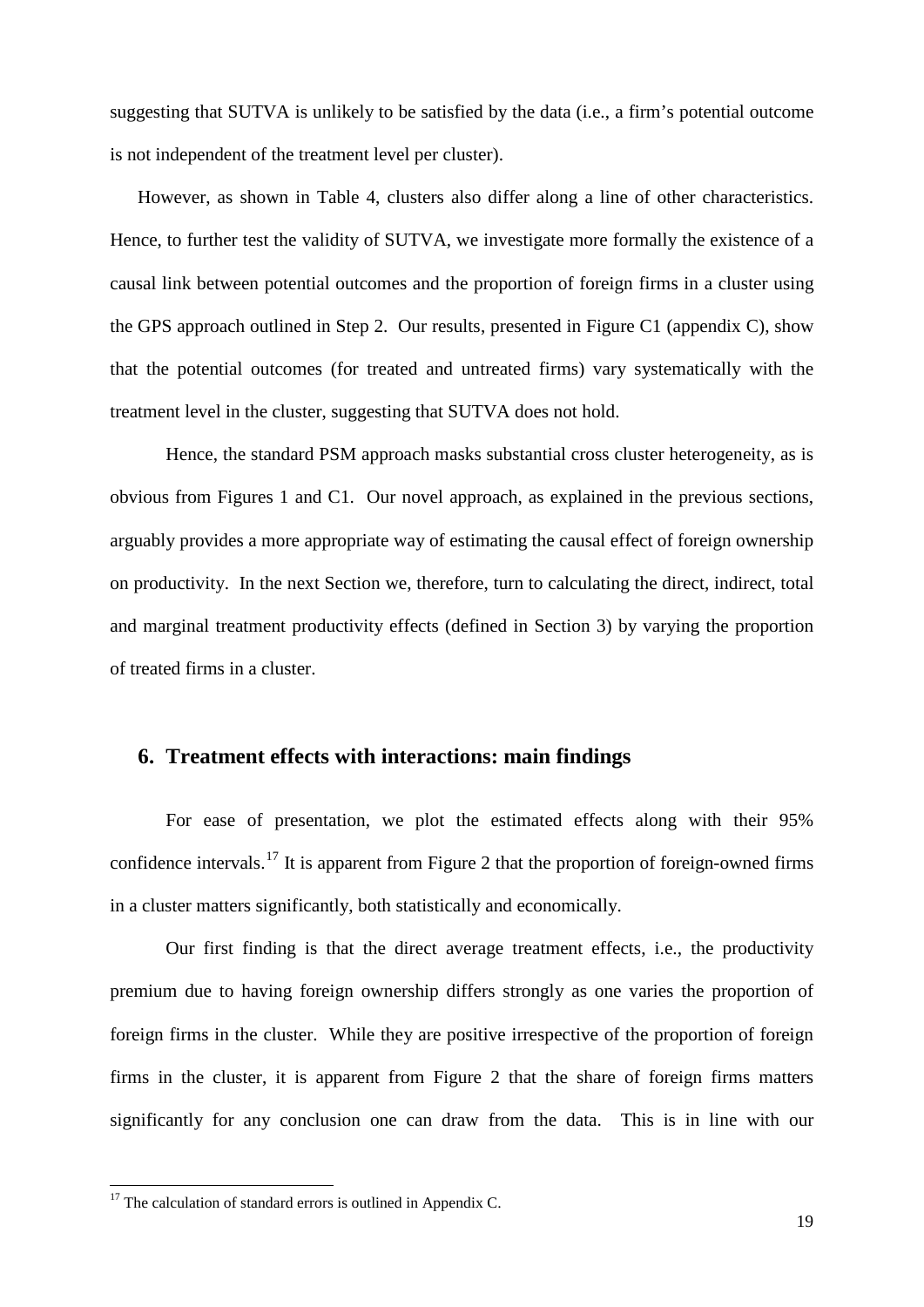suggesting that SUTVA is unlikely to be satisfied by the data (i.e., a firm's potential outcome is not independent of the treatment level per cluster).

However, as shown in Table 4, clusters also differ along a line of other characteristics. Hence, to further test the validity of SUTVA, we investigate more formally the existence of a causal link between potential outcomes and the proportion of foreign firms in a cluster using the GPS approach outlined in Step 2. Our results, presented in Figure C1 (appendix C), show that the potential outcomes (for treated and untreated firms) vary systematically with the treatment level in the cluster, suggesting that SUTVA does not hold.

Hence, the standard PSM approach masks substantial cross cluster heterogeneity, as is obvious from Figures 1 and C1. Our novel approach, as explained in the previous sections, arguably provides a more appropriate way of estimating the causal effect of foreign ownership on productivity. In the next Section we, therefore, turn to calculating the direct, indirect, total and marginal treatment productivity effects (defined in Section 3) by varying the proportion of treated firms in a cluster.

## 6. Treatment effects with interactions: main findings

For ease of presentation, we plot the estimated effects along with their 95% confidence intervals.[17] It is apparent from Figure 2 that the proportion of foreign-owned firms in a cluster matters significantly, both statistically and economically.

Our first finding is that the direct average treatment effects, i.e., the productivity premium due to having foreign ownership differs strongly as one varies the proportion of foreign firms in the cluster. While they are positive irrespective of the proportion of foreign firms in the cluster, it is apparent from Figure 2 that the share of foreign firms matters significantly for any conclusion one can draw from the data. This is in line with our

[17] The calculation of standard errors is outlined in Appendix C.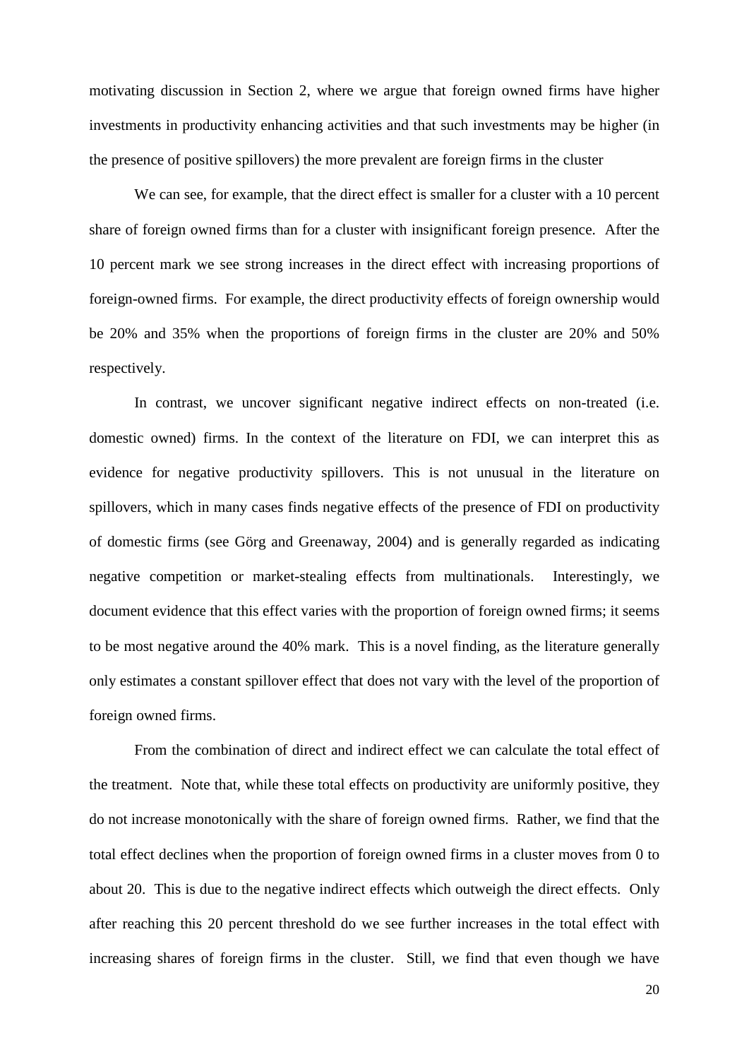motivating discussion in Section 2, where we argue that foreign owned firms have higher investments in productivity enhancing activities and that such investments may be higher (in the presence of positive spillovers) the more prevalent are foreign firms in the cluster

We can see, for example, that the direct effect is smaller for a cluster with a 10 percent share of foreign owned firms than for a cluster with insignificant foreign presence. After the 10 percent mark we see strong increases in the direct effect with increasing proportions of foreign-owned firms. For example, the direct productivity effects of foreign ownership would be 20% and 35% when the proportions of foreign firms in the cluster are 20% and 50% respectively.

In contrast, we uncover significant negative indirect effects on non-treated (i.e. domestic owned) firms. In the context of the literature on FDI, we can interpret this as evidence for negative productivity spillovers. This is not unusual in the literature on spillovers, which in many cases finds negative effects of the presence of FDI on productivity of domestic firms (see Görg and Greenaway, 2004) and is generally regarded as indicating negative competition or market-stealing effects from multinationals. Interestingly, we document evidence that this effect varies with the proportion of foreign owned firms; it seems to be most negative around the 40% mark. This is a novel finding, as the literature generally only estimates a constant spillover effect that does not vary with the level of the proportion of foreign owned firms.

From the combination of direct and indirect effect we can calculate the total effect of the treatment. Note that, while these total effects on productivity are uniformly positive, they do not increase monotonically with the share of foreign owned firms. Rather, we find that the total effect declines when the proportion of foreign owned firms in a cluster moves from 0 to about 20. This is due to the negative indirect effects which outweigh the direct effects. Only after reaching this 20 percent threshold do we see further increases in the total effect with increasing shares of foreign firms in the cluster. Still, we find that even though we have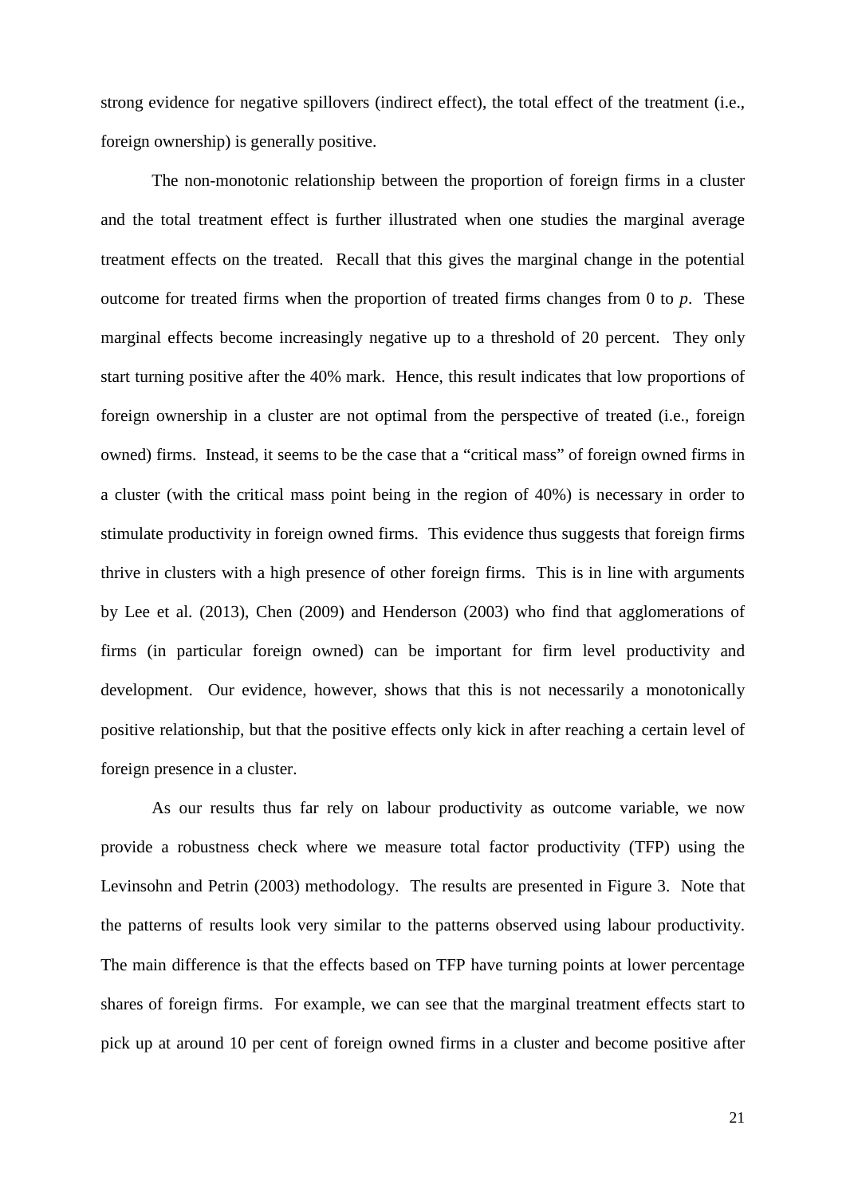strong evidence for negative spillovers (indirect effect), the total effect of the treatment (i.e., foreign ownership) is generally positive.

The non-monotonic relationship between the proportion of foreign firms in a cluster and the total treatment effect is further illustrated when one studies the marginal average treatment effects on the treated. Recall that this gives the marginal change in the potential outcome for treated firms when the proportion of treated firms changes from 0 to $p$. These marginal effects become increasingly negative up to a threshold of 20 percent. They only start turning positive after the 40% mark. Hence, this result indicates that low proportions of foreign ownership in a cluster are not optimal from the perspective of treated (i.e., foreign owned) firms. Instead, it seems to be the case that a "critical mass" of foreign owned firms in a cluster (with the critical mass point being in the region of 40%) is necessary in order to stimulate productivity in foreign owned firms. This evidence thus suggests that foreign firms thrive in clusters with a high presence of other foreign firms. This is in line with arguments by Lee et al. (2013), Chen (2009) and Henderson (2003) who find that agglomerations of firms (in particular foreign owned) can be important for firm level productivity and development. Our evidence, however, shows that this is not necessarily a monotonically positive relationship, but that the positive effects only kick in after reaching a certain level of foreign presence in a cluster.

As our results thus far rely on labour productivity as outcome variable, we now provide a robustness check where we measure total factor productivity (TFP) using the Levinsohn and Petrin (2003) methodology. The results are presented in Figure 3. Note that the patterns of results look very similar to the patterns observed using labour productivity. The main difference is that the effects based on TFP have turning points at lower percentage shares of foreign firms. For example, we can see that the marginal treatment effects start to pick up at around 10 per cent of foreign owned firms in a cluster and become positive after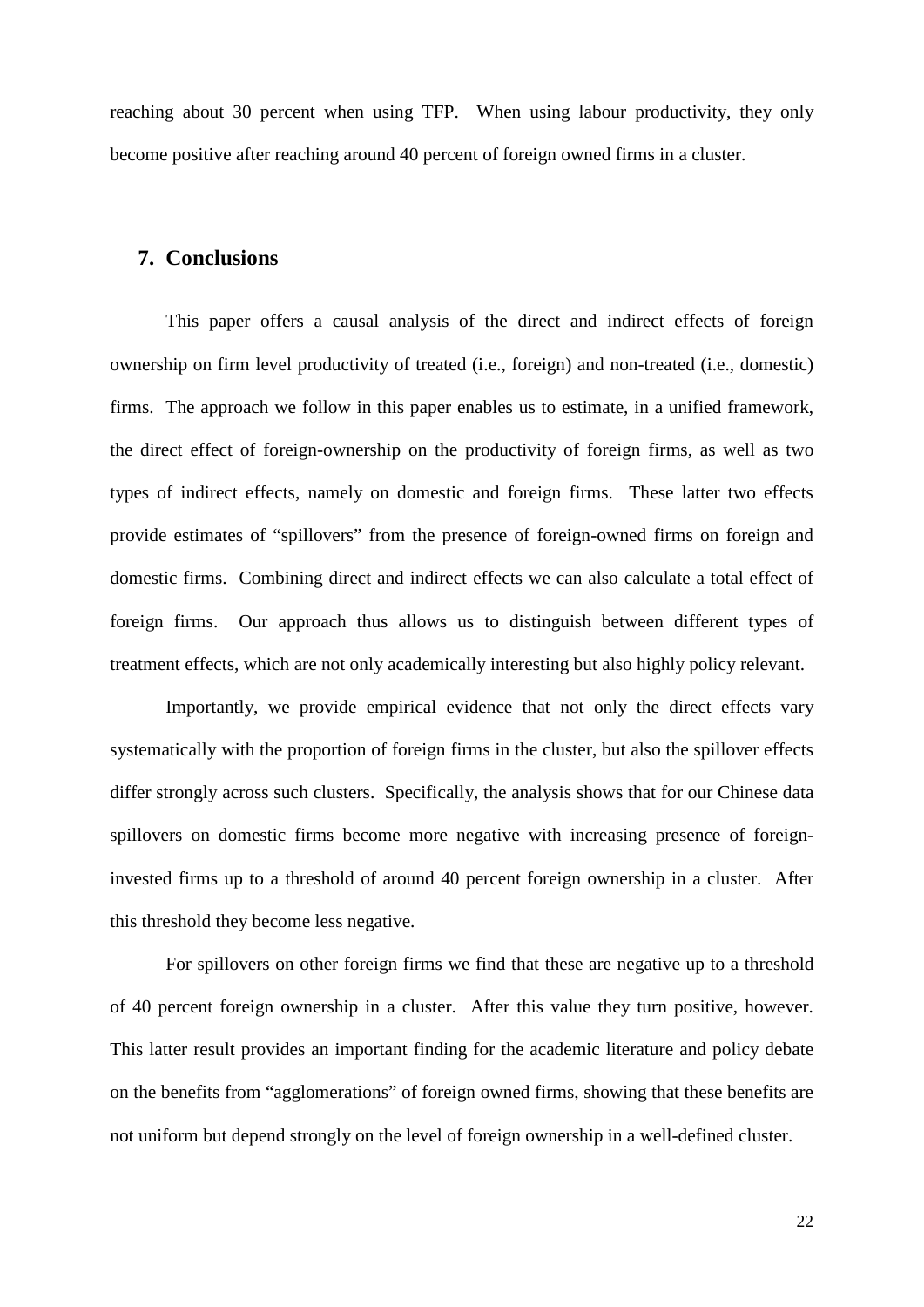reaching about 30 percent when using TFP. When using labour productivity, they only become positive after reaching around 40 percent of foreign owned firms in a cluster.

## 7. Conclusions

This paper offers a causal analysis of the direct and indirect effects of foreign ownership on firm level productivity of treated (i.e., foreign) and non-treated (i.e., domestic) firms. The approach we follow in this paper enables us to estimate, in a unified framework, the direct effect of foreign-ownership on the productivity of foreign firms, as well as two types of indirect effects, namely on domestic and foreign firms. These latter two effects provide estimates of "spillovers" from the presence of foreign-owned firms on foreign and domestic firms. Combining direct and indirect effects we can also calculate a total effect of foreign firms. Our approach thus allows us to distinguish between different types of treatment effects, which are not only academically interesting but also highly policy relevant.

Importantly, we provide empirical evidence that not only the direct effects vary systematically with the proportion of foreign firms in the cluster, but also the spillover effects differ strongly across such clusters. Specifically, the analysis shows that for our Chinese data spillovers on domestic firms become more negative with increasing presence of foreign-invested firms up to a threshold of around 40 percent foreign ownership in a cluster. After this threshold they become less negative.

For spillovers on other foreign firms we find that these are negative up to a threshold of 40 percent foreign ownership in a cluster. After this value they turn positive, however. This latter result provides an important finding for the academic literature and policy debate on the benefits from "agglomerations" of foreign owned firms, showing that these benefits are not uniform but depend strongly on the level of foreign ownership in a well-defined cluster.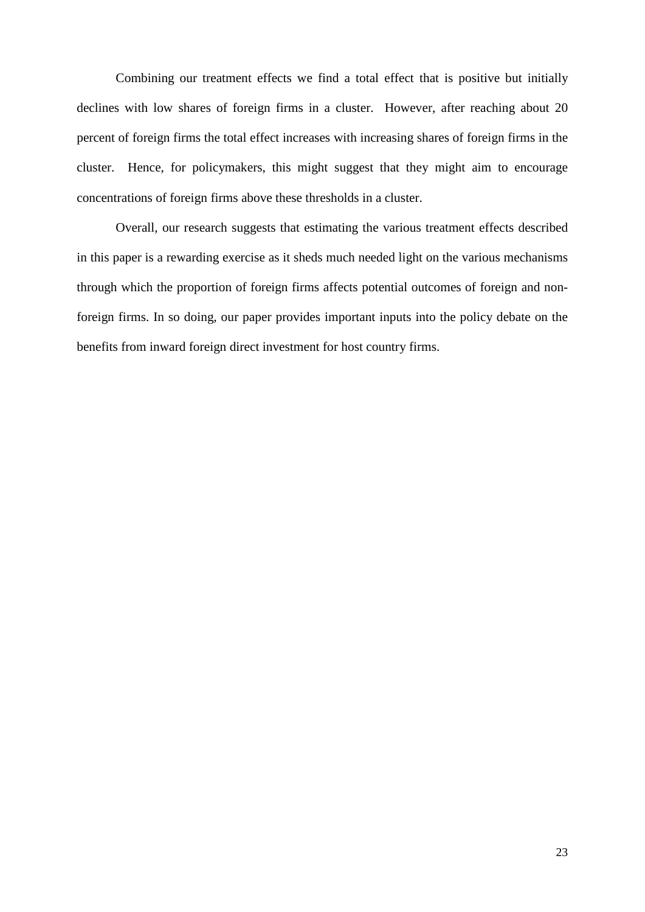Combining our treatment effects we find a total effect that is positive but initially declines with low shares of foreign firms in a cluster. However, after reaching about 20 percent of foreign firms the total effect increases with increasing shares of foreign firms in the cluster. Hence, for policymakers, this might suggest that they might aim to encourage concentrations of foreign firms above these thresholds in a cluster.

Overall, our research suggests that estimating the various treatment effects described in this paper is a rewarding exercise as it sheds much needed light on the various mechanisms through which the proportion of foreign firms affects potential outcomes of foreign and non-foreign firms. In so doing, our paper provides important inputs into the policy debate on the benefits from inward foreign direct investment for host country firms.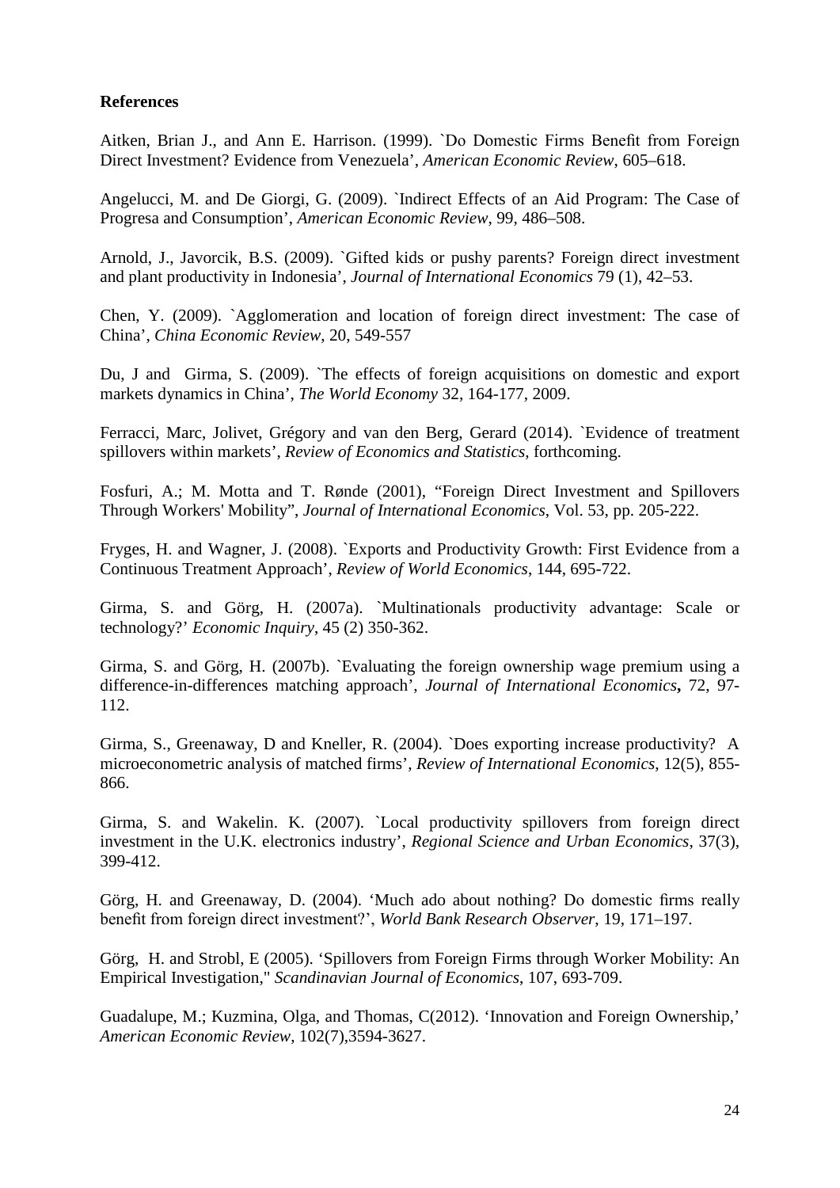**References**

Aitken, Brian J., and Ann E. Harrison. (1999). `Do Domestic Firms Benefit from Foreign Direct Investment? Evidence from Venezuela', *American Economic Review*, 605–618.

Angelucci, M. and De Giorgi, G. (2009). `Indirect Effects of an Aid Program: The Case of Progresa and Consumption', *American Economic Review*, 99, 486–508.

Arnold, J., Javorcik, B.S. (2009). `Gifted kids or pushy parents? Foreign direct investment and plant productivity in Indonesia', *Journal of International Economics* 79 (1), 42–53.

Chen, Y. (2009). `Agglomeration and location of foreign direct investment: The case of China', *China Economic Review*, 20, 549-557

Du, J and Girma, S. (2009). `The effects of foreign acquisitions on domestic and export markets dynamics in China', *The World Economy* 32, 164-177, 2009.

Ferracci, Marc, Jolivet, Grégory and van den Berg, Gerard (2014). `Evidence of treatment spillovers within markets', *Review of Economics and Statistics*, forthcoming.

Fosfuri, A.; M. Motta and T. Rønde (2001), "Foreign Direct Investment and Spillovers Through Workers' Mobility", *Journal of International Economics*, Vol. 53, pp. 205-222.

Fryges, H. and Wagner, J. (2008). `Exports and Productivity Growth: First Evidence from a Continuous Treatment Approach', *Review of World Economics*, 144, 695-722.

Girma, S. and Görg, H. (2007a). `Multinationals productivity advantage: Scale or technology?' *Economic Inquiry*, 45 (2) 350-362.

Girma, S. and Görg, H. (2007b). `Evaluating the foreign ownership wage premium using a difference-in-differences matching approach', *Journal of International Economics***,** 72, 97-112.

Girma, S., Greenaway, D and Kneller, R. (2004). `Does exporting increase productivity? A microeconometric analysis of matched firms', *Review of International Economics*, 12(5), 855-866.

Girma, S. and Wakelin. K. (2007). `Local productivity spillovers from foreign direct investment in the U.K. electronics industry', *Regional Science and Urban Economics*, 37(3), 399-412.

Görg, H. and Greenaway, D. (2004). 'Much ado about nothing? Do domestic firms really benefit from foreign direct investment?', *World Bank Research Observer*, 19, 171–197.

Görg, H. and Strobl, E (2005). 'Spillovers from Foreign Firms through Worker Mobility: An Empirical Investigation," *Scandinavian Journal of Economics*, 107, 693-709.

Guadalupe, M.; Kuzmina, Olga, and Thomas, C(2012). 'Innovation and Foreign Ownership,' *American Economic Review*, 102(7),3594-3627.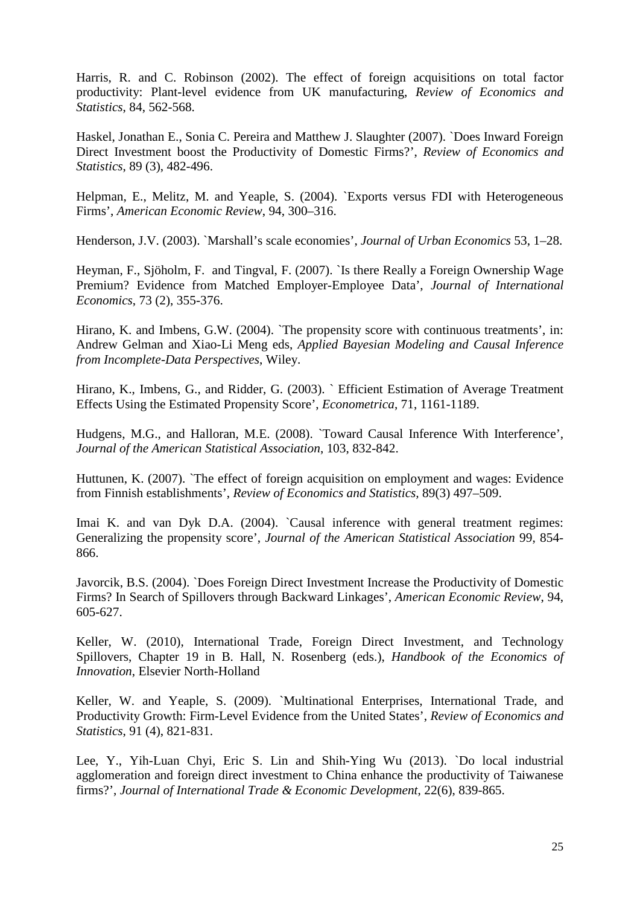Harris, R. and C. Robinson (2002). The effect of foreign acquisitions on total factor productivity: Plant-level evidence from UK manufacturing, *Review of Economics and Statistics*, 84, 562-568.

Haskel, Jonathan E., Sonia C. Pereira and Matthew J. Slaughter (2007). `Does Inward Foreign Direct Investment boost the Productivity of Domestic Firms?', *Review of Economics and Statistics*, 89 (3), 482-496.

Helpman, E., Melitz, M. and Yeaple, S. (2004). `Exports versus FDI with Heterogeneous Firms', *American Economic Review*, 94, 300–316.

Henderson, J.V. (2003). `Marshall's scale economies', *Journal of Urban Economics* 53, 1–28.

Heyman, F., Sjöholm, F. and Tingval, F. (2007). `Is there Really a Foreign Ownership Wage Premium? Evidence from Matched Employer-Employee Data', *Journal of International Economics*, 73 (2), 355-376.

Hirano, K. and Imbens, G.W. (2004). `The propensity score with continuous treatments', in: Andrew Gelman and Xiao-Li Meng eds, *Applied Bayesian Modeling and Causal Inference from Incomplete-Data Perspectives*, Wiley.

Hirano, K., Imbens, G., and Ridder, G. (2003). ` Efficient Estimation of Average Treatment Effects Using the Estimated Propensity Score', *Econometrica*, 71, 1161-1189.

Hudgens, M.G., and Halloran, M.E. (2008). `Toward Causal Inference With Interference', *Journal of the American Statistical Association*, 103, 832-842.

Huttunen, K. (2007). `The effect of foreign acquisition on employment and wages: Evidence from Finnish establishments', *Review of Economics and Statistics,* 89(3) 497–509.

Imai K. and van Dyk D.A. (2004). `Causal inference with general treatment regimes: Generalizing the propensity score', *Journal of the American Statistical Association* 99, 854-866.

Javorcik, B.S. (2004). `Does Foreign Direct Investment Increase the Productivity of Domestic Firms? In Search of Spillovers through Backward Linkages', *American Economic Review*, 94, 605-627.

Keller, W. (2010), International Trade, Foreign Direct Investment, and Technology Spillovers, Chapter 19 in B. Hall, N. Rosenberg (eds.), *Handbook of the Economics of Innovation*, Elsevier North-Holland

Keller, W. and Yeaple, S. (2009). `Multinational Enterprises, International Trade, and Productivity Growth: Firm-Level Evidence from the United States', *Review of Economics and Statistics*, 91 (4), 821-831.

Lee, Y., Yih-Luan Chyi, Eric S. Lin and Shih-Ying Wu (2013). `Do local industrial agglomeration and foreign direct investment to China enhance the productivity of Taiwanese firms?', *Journal of International Trade & Economic Development*, 22(6), 839-865.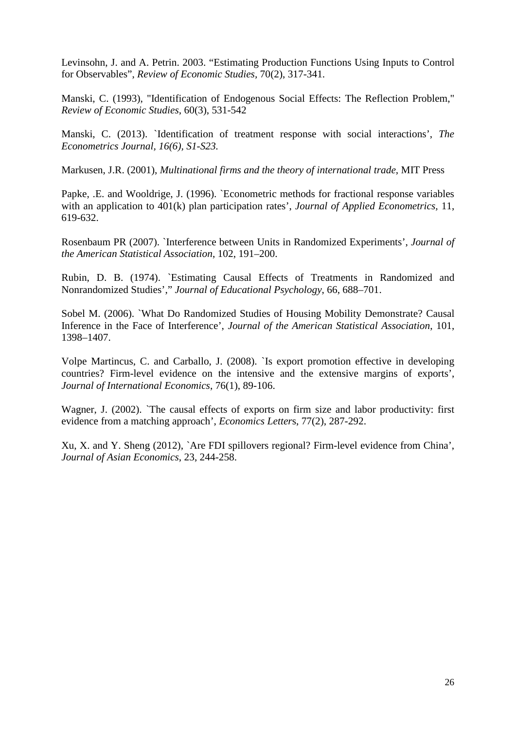Levinsohn, J. and A. Petrin. 2003. "Estimating Production Functions Using Inputs to Control for Observables", *Review of Economic Studies,* 70(2), 317-341.

Manski, C. (1993), "Identification of Endogenous Social Effects: The Reflection Problem," *Review of Economic Studies*, 60(3), 531-542

Manski, C. (2013). `Identification of treatment response with social interactions', *The Econometrics Journal, 16(6), S1-S23.*

Markusen, J.R. (2001), *Multinational firms and the theory of international trade*, MIT Press

Papke, .E. and Wooldrige, J. (1996). `Econometric methods for fractional response variables with an application to 401(k) plan participation rates', *Journal of Applied Econometrics*, 11, 619-632.

Rosenbaum PR (2007). `Interference between Units in Randomized Experiments', *Journal of the American Statistical Association*, 102, 191–200.

Rubin, D. B. (1974). `Estimating Causal Effects of Treatments in Randomized and Nonrandomized Studies'," *Journal of Educational Psychology*, 66, 688–701.

Sobel M. (2006). `What Do Randomized Studies of Housing Mobility Demonstrate? Causal Inference in the Face of Interference', *Journal of the American Statistical Association*, 101, 1398–1407.

Volpe Martincus, C. and Carballo, J. (2008). `Is export promotion effective in developing countries? Firm-level evidence on the intensive and the extensive margins of exports', *Journal of International Economics*, 76(1), 89-106.

Wagner, J. (2002). `The causal effects of exports on firm size and labor productivity: first evidence from a matching approach', *Economics Letter*s, 77(2), 287-292.

Xu, X. and Y. Sheng (2012), `Are FDI spillovers regional? Firm-level evidence from China', *Journal of Asian Economics*, 23, 244-258.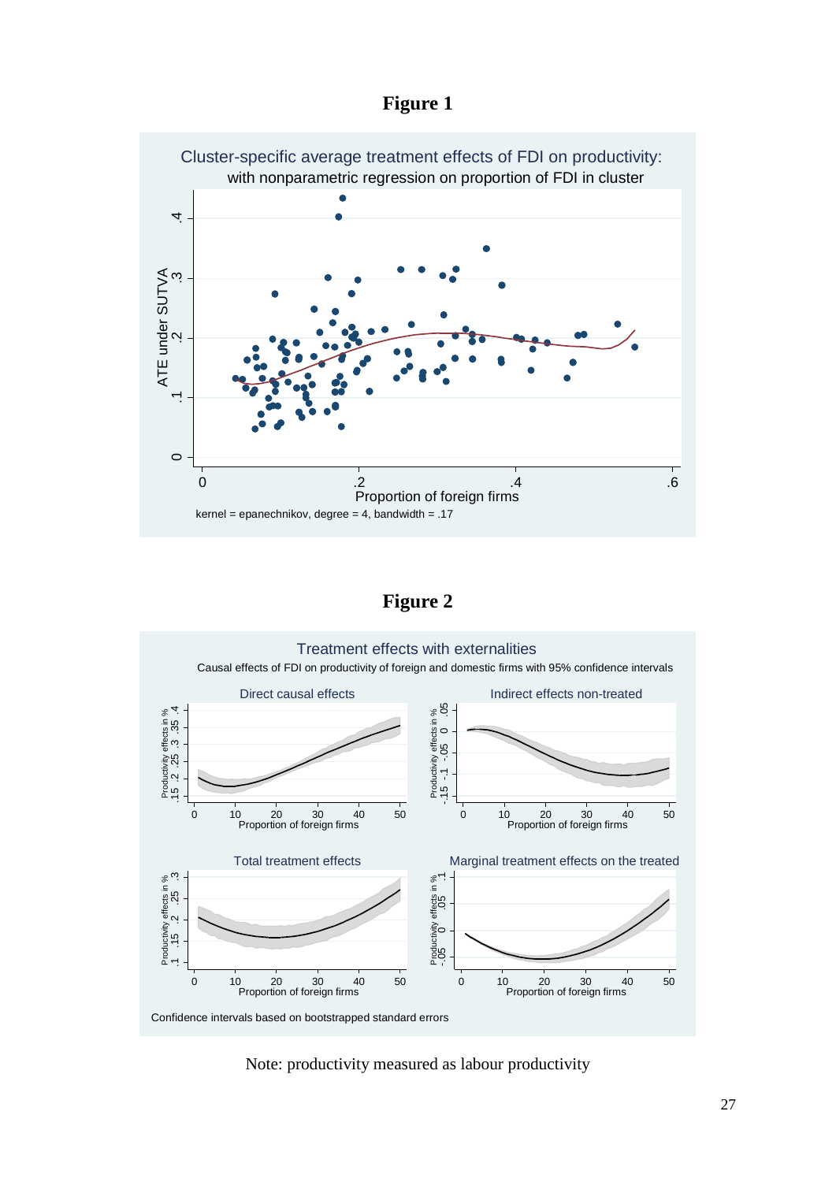**Figure 1**

Cluster-specific average treatment effects of FDI on productivity:
with nonparametric regression on proportion of FDI in cluster

kernel = epanechnikov, degree = 4, bandwidth = .17

**Figure 2**

Treatment effects with externalities

Causal effects of FDI on productivity of foreign and domestic firms with 95% confidence intervals

Confidence intervals based on bootstrapped standard errors

Note: productivity measured as labour productivity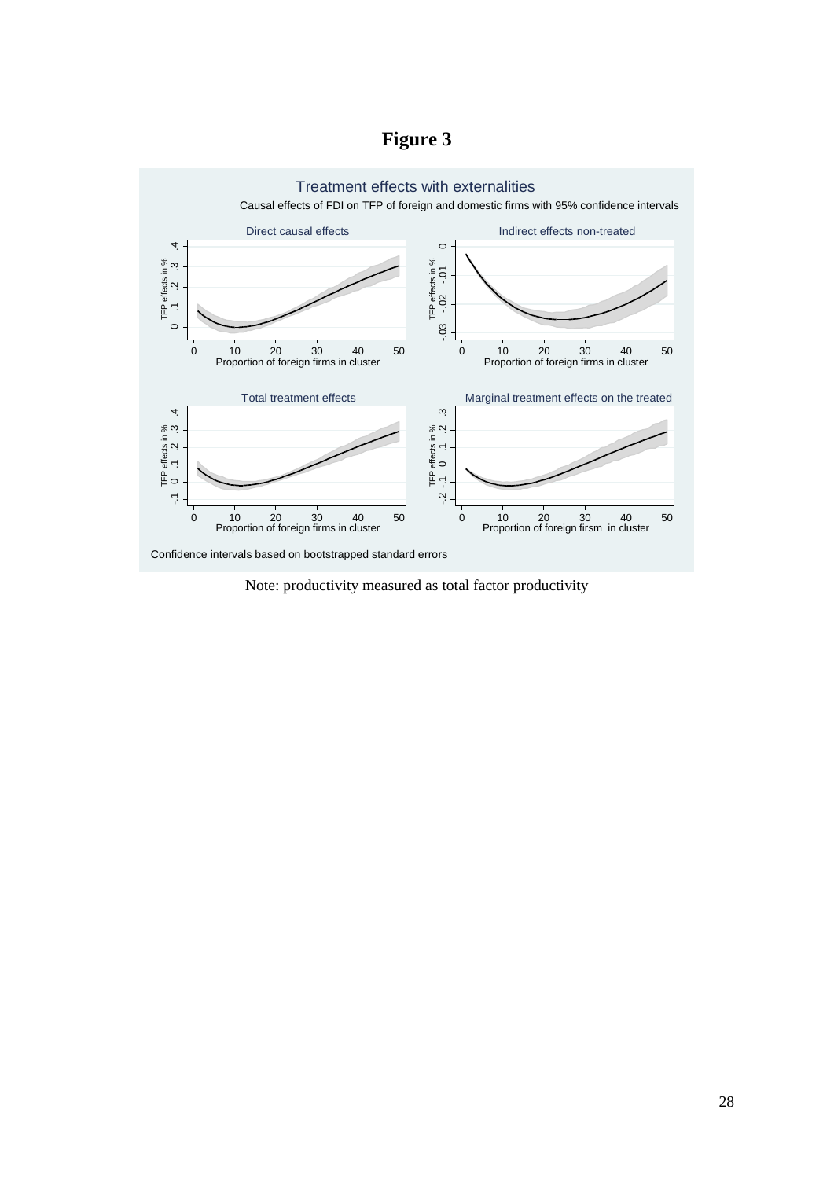# Figure 3

Treatment effects with externalities

Causal effects of FDI on TFP of foreign and domestic firms with 95% confidence intervals

Direct causal effects

Indirect effects non-treated

Total treatment effects

Marginal treatment effects on the treated

Confidence intervals based on bootstrapped standard errors

Note: productivity measured as total factor productivity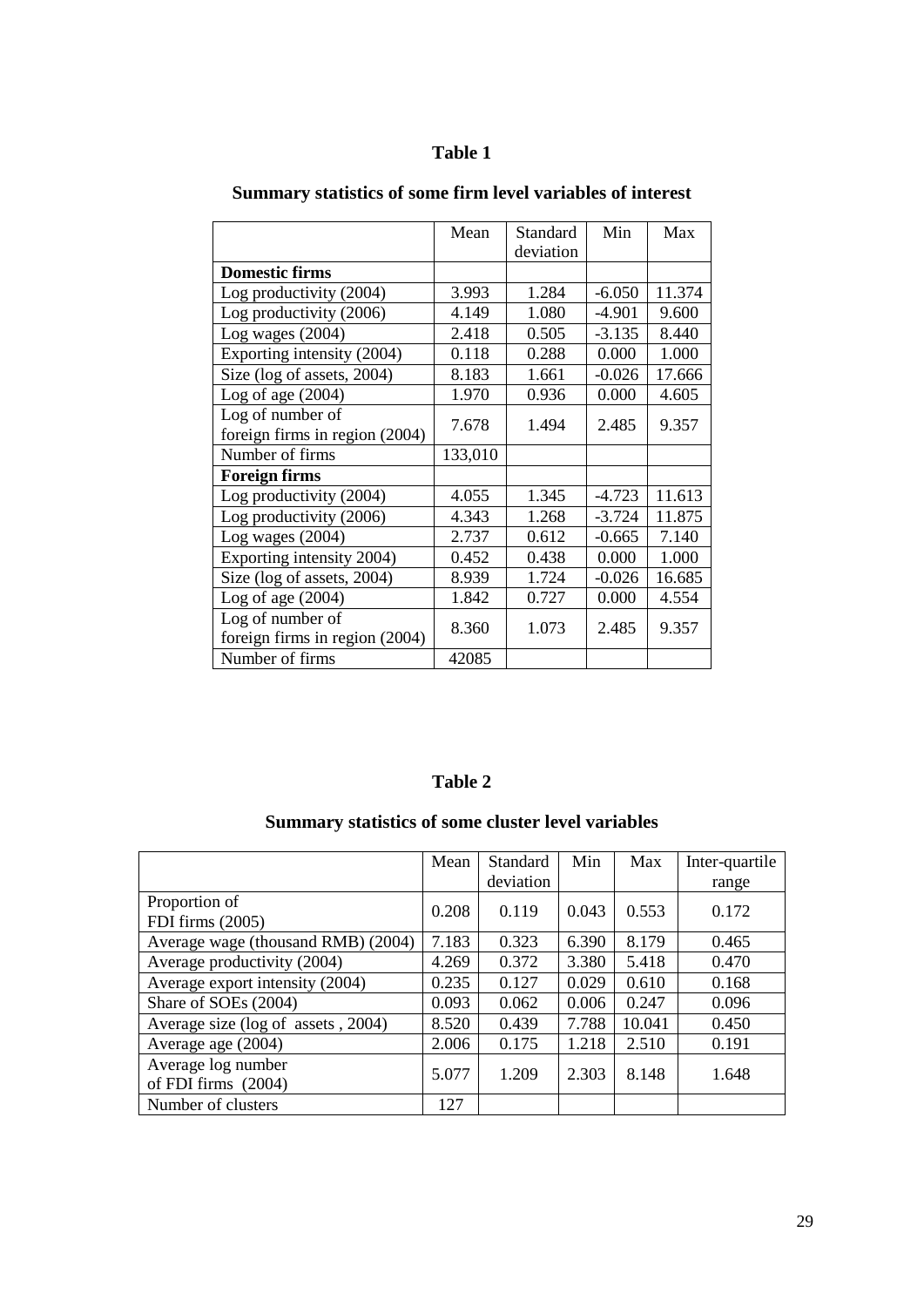# Table 1

## Summary statistics of some firm level variables of interest

| | Mean | Standard deviation | Min | Max |
|---|---|---|---|---|
| **Domestic firms** | | | | |
| Log productivity (2004) | 3.993 | 1.284 | -6.050 | 11.374 |
| Log productivity (2006) | 4.149 | 1.080 | -4.901 | 9.600 |
| Log wages (2004) | 2.418 | 0.505 | -3.135 | 8.440 |
| Exporting intensity (2004) | 0.118 | 0.288 | 0.000 | 1.000 |
| Size (log of assets, 2004) | 8.183 | 1.661 | -0.026 | 17.666 |
| Log of age (2004) | 1.970 | 0.936 | 0.000 | 4.605 |
| Log of number of foreign firms in region (2004) | 7.678 | 1.494 | 2.485 | 9.357 |
| Number of firms | 133,010 | | | |
| **Foreign firms** | | | | |
| Log productivity (2004) | 4.055 | 1.345 | -4.723 | 11.613 |
| Log productivity (2006) | 4.343 | 1.268 | -3.724 | 11.875 |
| Log wages (2004) | 2.737 | 0.612 | -0.665 | 7.140 |
| Exporting intensity 2004) | 0.452 | 0.438 | 0.000 | 1.000 |
| Size (log of assets, 2004) | 8.939 | 1.724 | -0.026 | 16.685 |
| Log of age (2004) | 1.842 | 0.727 | 0.000 | 4.554 |
| Log of number of foreign firms in region (2004) | 8.360 | 1.073 | 2.485 | 9.357 |
| Number of firms | 42085 | | | |

# Table 2

## Summary statistics of some cluster level variables

| | Mean | Standard deviation | Min | Max | Inter-quartile range |
|---|---|---|---|---|---|
| Proportion of FDI firms (2005) | 0.208 | 0.119 | 0.043 | 0.553 | 0.172 |
| Average wage (thousand RMB) (2004) | 7.183 | 0.323 | 6.390 | 8.179 | 0.465 |
| Average productivity (2004) | 4.269 | 0.372 | 3.380 | 5.418 | 0.470 |
| Average export intensity (2004) | 0.235 | 0.127 | 0.029 | 0.610 | 0.168 |
| Share of SOEs (2004) | 0.093 | 0.062 | 0.006 | 0.247 | 0.096 |
| Average size (log of assets , 2004) | 8.520 | 0.439 | 7.788 | 10.041 | 0.450 |
| Average age (2004) | 2.006 | 0.175 | 1.218 | 2.510 | 0.191 |
| Average log number of FDI firms (2004) | 5.077 | 1.209 | 2.303 | 8.148 | 1.648 |
| Number of clusters | 127 | | | | |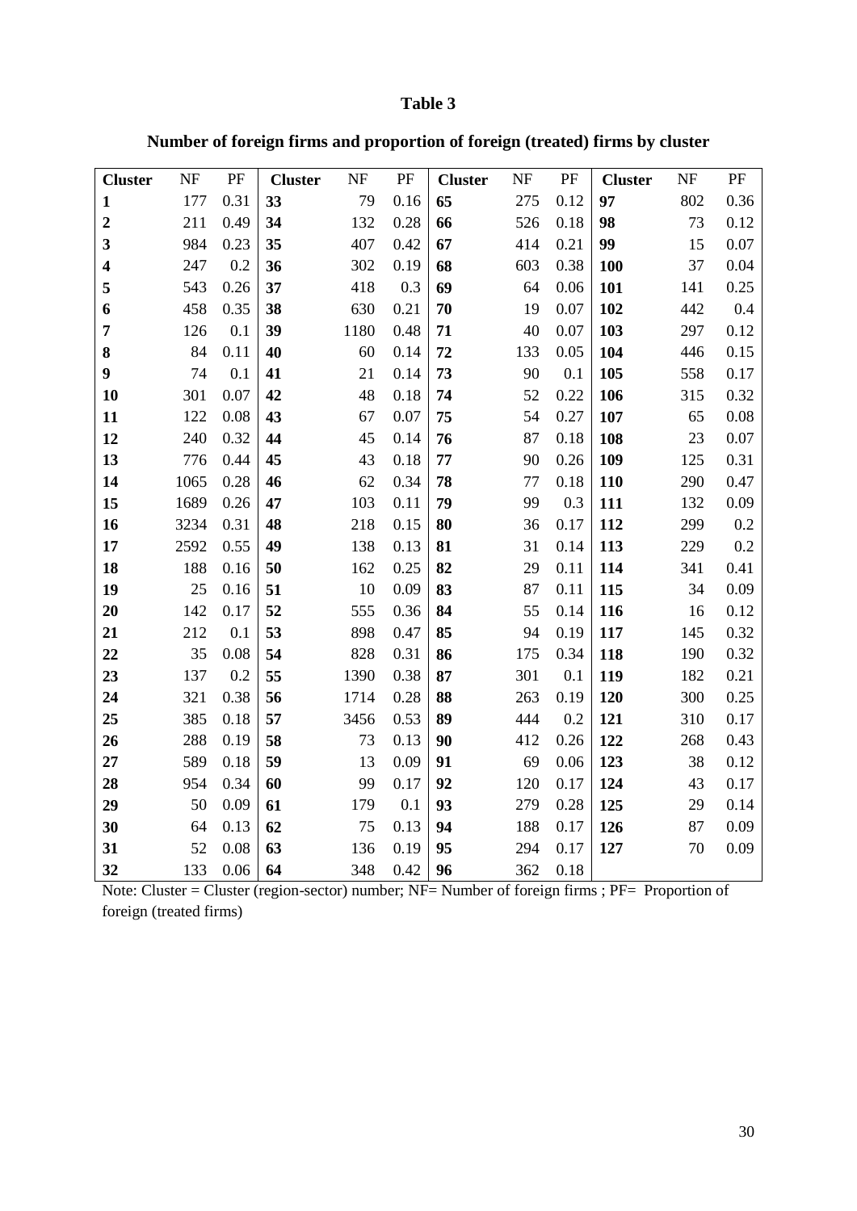# Table 3

## Number of foreign firms and proportion of foreign (treated) firms by cluster

| Cluster | NF | PF | Cluster | NF | PF | Cluster | NF | PF | Cluster | NF | PF |
|---|---|---|---|---|---|---|---|---|---|---|---|
| **1** | 177 | 0.31 | **33** | 79 | 0.16 | **65** | 275 | 0.12 | **97** | 802 | 0.36 |
| **2** | 211 | 0.49 | **34** | 132 | 0.28 | **66** | 526 | 0.18 | **98** | 73 | 0.12 |
| **3** | 984 | 0.23 | **35** | 407 | 0.42 | **67** | 414 | 0.21 | **99** | 15 | 0.07 |
| **4** | 247 | 0.2 | **36** | 302 | 0.19 | **68** | 603 | 0.38 | **100** | 37 | 0.04 |
| **5** | 543 | 0.26 | **37** | 418 | 0.3 | **69** | 64 | 0.06 | **101** | 141 | 0.25 |
| **6** | 458 | 0.35 | **38** | 630 | 0.21 | **70** | 19 | 0.07 | **102** | 442 | 0.4 |
| **7** | 126 | 0.1 | **39** | 1180 | 0.48 | **71** | 40 | 0.07 | **103** | 297 | 0.12 |
| **8** | 84 | 0.11 | **40** | 60 | 0.14 | **72** | 133 | 0.05 | **104** | 446 | 0.15 |
| **9** | 74 | 0.1 | **41** | 21 | 0.14 | **73** | 90 | 0.1 | **105** | 558 | 0.17 |
| **10** | 301 | 0.07 | **42** | 48 | 0.18 | **74** | 52 | 0.22 | **106** | 315 | 0.32 |
| **11** | 122 | 0.08 | **43** | 67 | 0.07 | **75** | 54 | 0.27 | **107** | 65 | 0.08 |
| **12** | 240 | 0.32 | **44** | 45 | 0.14 | **76** | 87 | 0.18 | **108** | 23 | 0.07 |
| **13** | 776 | 0.44 | **45** | 43 | 0.18 | **77** | 90 | 0.26 | **109** | 125 | 0.31 |
| **14** | 1065 | 0.28 | **46** | 62 | 0.34 | **78** | 77 | 0.18 | **110** | 290 | 0.47 |
| **15** | 1689 | 0.26 | **47** | 103 | 0.11 | **79** | 99 | 0.3 | **111** | 132 | 0.09 |
| **16** | 3234 | 0.31 | **48** | 218 | 0.15 | **80** | 36 | 0.17 | **112** | 299 | 0.2 |
| **17** | 2592 | 0.55 | **49** | 138 | 0.13 | **81** | 31 | 0.14 | **113** | 229 | 0.2 |
| **18** | 188 | 0.16 | **50** | 162 | 0.25 | **82** | 29 | 0.11 | **114** | 341 | 0.41 |
| **19** | 25 | 0.16 | **51** | 10 | 0.09 | **83** | 87 | 0.11 | **115** | 34 | 0.09 |
| **20** | 142 | 0.17 | **52** | 555 | 0.36 | **84** | 55 | 0.14 | **116** | 16 | 0.12 |
| **21** | 212 | 0.1 | **53** | 898 | 0.47 | **85** | 94 | 0.19 | **117** | 145 | 0.32 |
| **22** | 35 | 0.08 | **54** | 828 | 0.31 | **86** | 175 | 0.34 | **118** | 190 | 0.32 |
| **23** | 137 | 0.2 | **55** | 1390 | 0.38 | **87** | 301 | 0.1 | **119** | 182 | 0.21 |
| **24** | 321 | 0.38 | **56** | 1714 | 0.28 | **88** | 263 | 0.19 | **120** | 300 | 0.25 |
| **25** | 385 | 0.18 | **57** | 3456 | 0.53 | **89** | 444 | 0.2 | **121** | 310 | 0.17 |
| **26** | 288 | 0.19 | **58** | 73 | 0.13 | **90** | 412 | 0.26 | **122** | 268 | 0.43 |
| **27** | 589 | 0.18 | **59** | 13 | 0.09 | **91** | 69 | 0.06 | **123** | 38 | 0.12 |
| **28** | 954 | 0.34 | **60** | 99 | 0.17 | **92** | 120 | 0.17 | **124** | 43 | 0.17 |
| **29** | 50 | 0.09 | **61** | 179 | 0.1 | **93** | 279 | 0.28 | **125** | 29 | 0.14 |
| **30** | 64 | 0.13 | **62** | 75 | 0.13 | **94** | 188 | 0.17 | **126** | 87 | 0.09 |
| **31** | 52 | 0.08 | **63** | 136 | 0.19 | **95** | 294 | 0.17 | **127** | 70 | 0.09 |
| **32** | 133 | 0.06 | **64** | 348 | 0.42 | **96** | 362 | 0.18 | | | |

Note: Cluster = Cluster (region-sector) number; NF= Number of foreign firms ; PF= Proportion of foreign (treated firms)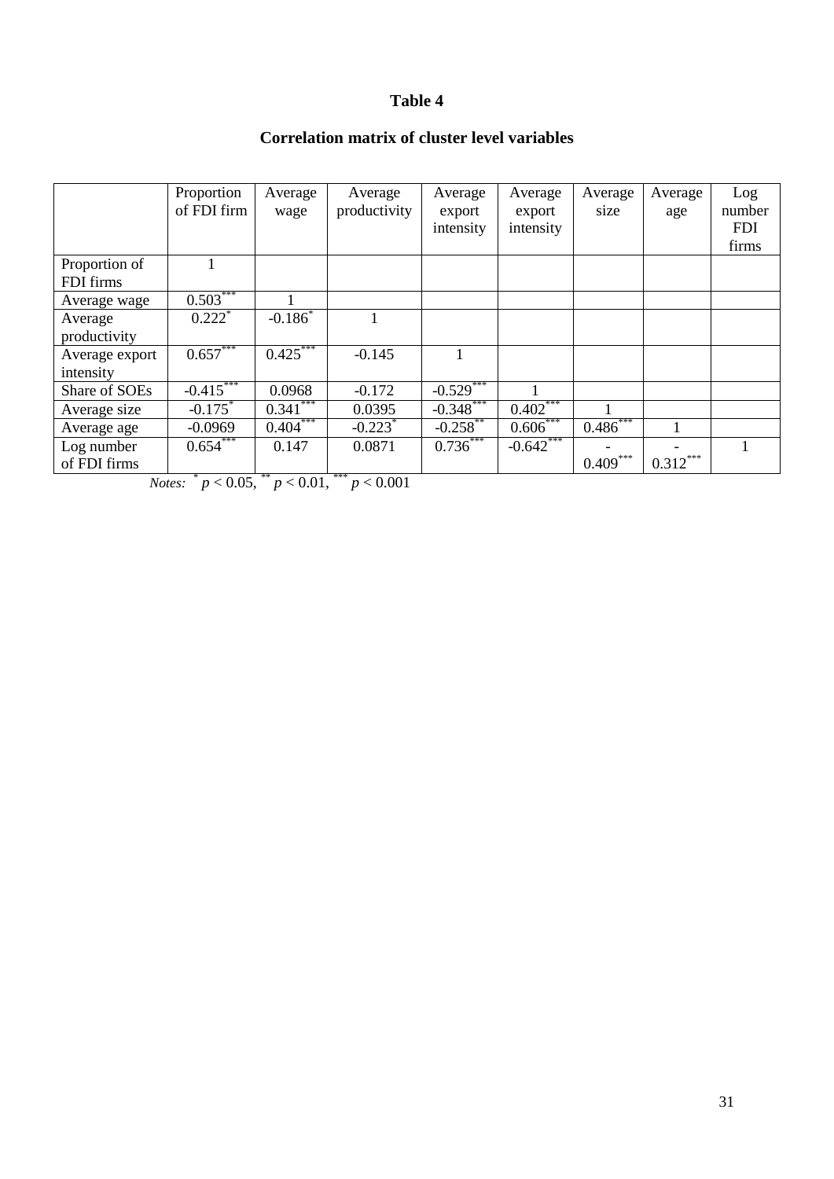# Table 4

## Correlation matrix of cluster level variables

| | Proportion of FDI firm | Average wage | Average productivity | Average export intensity | Average export intensity | Average size | Average age | Log number FDI firms |
|---|---|---|---|---|---|---|---|---|
| Proportion of FDI firms | 1 | | | | | | | |
| Average wage | 0.503*** | 1 | | | | | | |
| Average productivity | 0.222* | -0.186* | 1 | | | | | |
| Average export intensity | 0.657*** | 0.425*** | -0.145 | 1 | | | | |
| Share of SOEs | -0.415*** | 0.0968 | -0.172 | -0.529*** | 1 | | | |
| Average size | -0.175* | 0.341*** | 0.0395 | -0.348*** | 0.402*** | 1 | | |
| Average age | -0.0969 | 0.404*** | -0.223* | -0.258** | 0.606*** | 0.486*** | 1 | |
| Log number of FDI firms | 0.654*** | 0.147 | 0.0871 | 0.736*** | -0.642*** | -0.409*** | -0.312*** | 1 |

*Notes:* * $p < 0.05$, ** $p < 0.01$, *** $p < 0.001$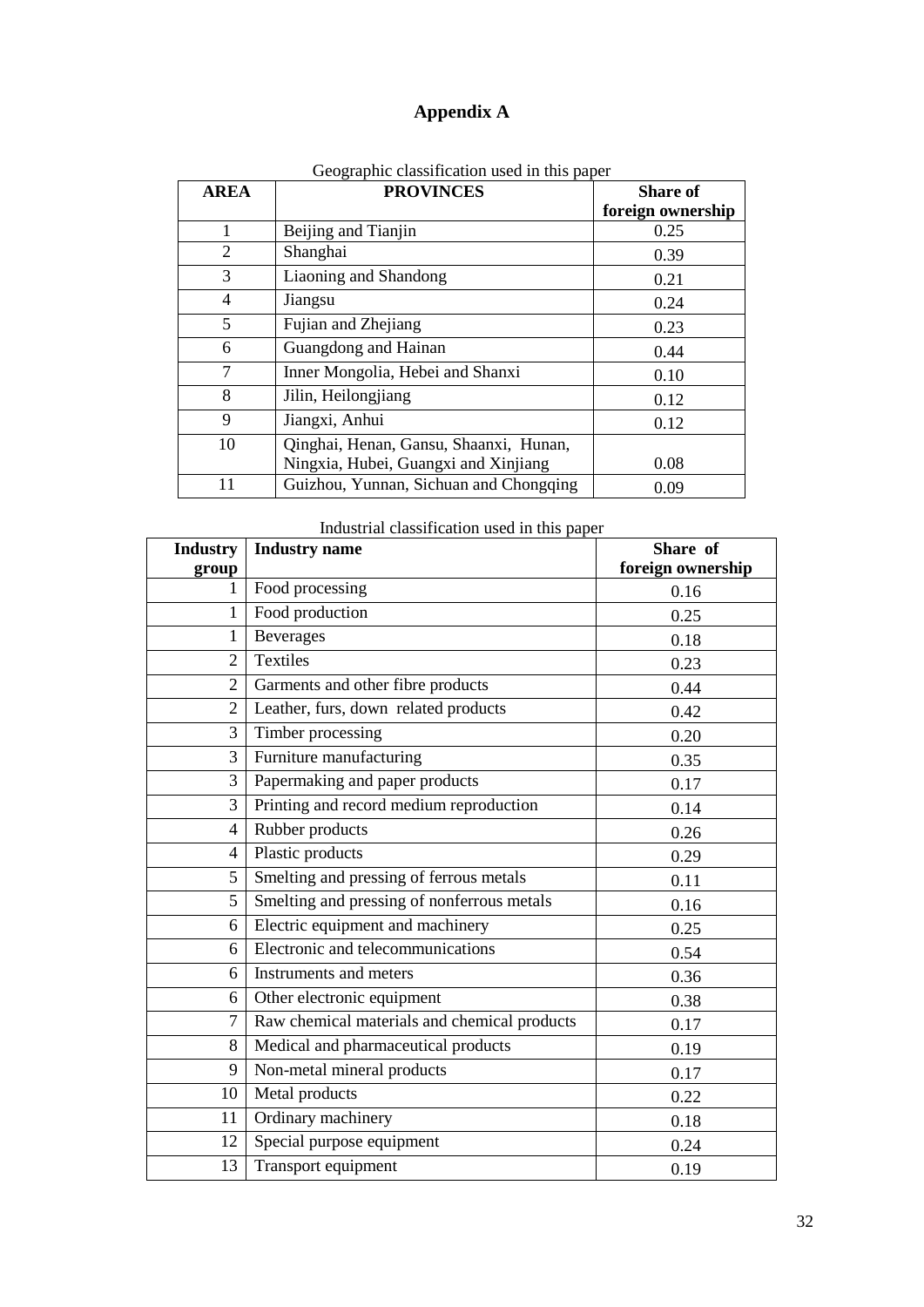# Appendix A

Geographic classification used in this paper

| AREA | PROVINCES | Share of foreign ownership |
|---|---|---|
| 1 | Beijing and Tianjin | 0.25 |
| 2 | Shanghai | 0.39 |
| 3 | Liaoning and Shandong | 0.21 |
| 4 | Jiangsu | 0.24 |
| 5 | Fujian and Zhejiang | 0.23 |
| 6 | Guangdong and Hainan | 0.44 |
| 7 | Inner Mongolia, Hebei and Shanxi | 0.10 |
| 8 | Jilin, Heilongjiang | 0.12 |
| 9 | Jiangxi, Anhui | 0.12 |
| 10 | Qinghai, Henan, Gansu, Shaanxi, Hunan, Ningxia, Hubei, Guangxi and Xinjiang | 0.08 |
| 11 | Guizhou, Yunnan, Sichuan and Chongqing | 0.09 |

Industrial classification used in this paper

| Industry group | Industry name | Share of foreign ownership |
|---|---|---|
| 1 | Food processing | 0.16 |
| 1 | Food production | 0.25 |
| 1 | Beverages | 0.18 |
| 2 | Textiles | 0.23 |
| 2 | Garments and other fibre products | 0.44 |
| 2 | Leather, furs, down related products | 0.42 |
| 3 | Timber processing | 0.20 |
| 3 | Furniture manufacturing | 0.35 |
| 3 | Papermaking and paper products | 0.17 |
| 3 | Printing and record medium reproduction | 0.14 |
| 4 | Rubber products | 0.26 |
| 4 | Plastic products | 0.29 |
| 5 | Smelting and pressing of ferrous metals | 0.11 |
| 5 | Smelting and pressing of nonferrous metals | 0.16 |
| 6 | Electric equipment and machinery | 0.25 |
| 6 | Electronic and telecommunications | 0.54 |
| 6 | Instruments and meters | 0.36 |
| 6 | Other electronic equipment | 0.38 |
| 7 | Raw chemical materials and chemical products | 0.17 |
| 8 | Medical and pharmaceutical products | 0.19 |
| 9 | Non-metal mineral products | 0.17 |
| 10 | Metal products | 0.22 |
| 11 | Ordinary machinery | 0.18 |
| 12 | Special purpose equipment | 0.24 |
| 13 | Transport equipment | 0.19 |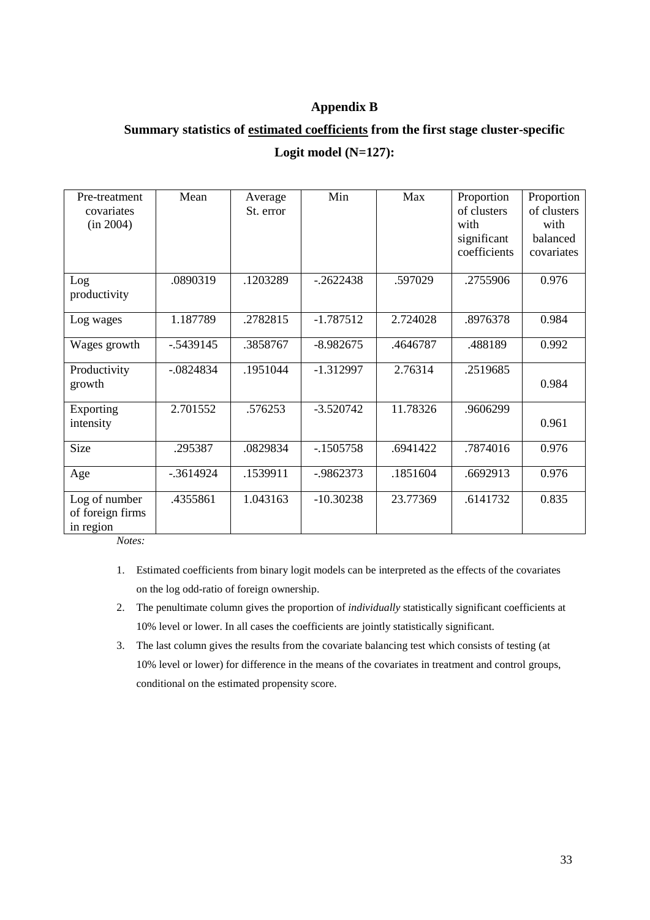## Appendix B

### Summary statistics of <u>estimated coefficients</u> from the first stage cluster-specific Logit model (N=127):

| Pre-treatment covariates (in 2004) | Mean | Average St. error | Min | Max | Proportion of clusters with significant coefficients | Proportion of clusters with balanced covariates |
|---|---|---|---|---|---|---|
| Log productivity | .0890319 | .1203289 | -.2622438 | .597029 | .2755906 | 0.976 |
| Log wages | 1.187789 | .2782815 | -1.787512 | 2.724028 | .8976378 | 0.984 |
| Wages growth | -.5439145 | .3858767 | -8.982675 | .4646787 | .488189 | 0.992 |
| Productivity growth | -.0824834 | .1951044 | -1.312997 | 2.76314 | .2519685 | 0.984 |
| Exporting intensity | 2.701552 | .576253 | -3.520742 | 11.78326 | .9606299 | 0.961 |
| Size | .295387 | .0829834 | -.1505758 | .6941422 | .7874016 | 0.976 |
| Age | -.3614924 | .1539911 | -.9862373 | .1851604 | .6692913 | 0.976 |
| Log of number of foreign firms in region | .4355861 | 1.043163 | -10.30238 | 23.77369 | .6141732 | 0.835 |

*Notes:*

1. Estimated coefficients from binary logit models can be interpreted as the effects of the covariates on the log odd-ratio of foreign ownership.
2. The penultimate column gives the proportion of *individually* statistically significant coefficients at 10% level or lower. In all cases the coefficients are jointly statistically significant.
3. The last column gives the results from the covariate balancing test which consists of testing (at 10% level or lower) for difference in the means of the covariates in treatment and control groups, conditional on the estimated propensity score.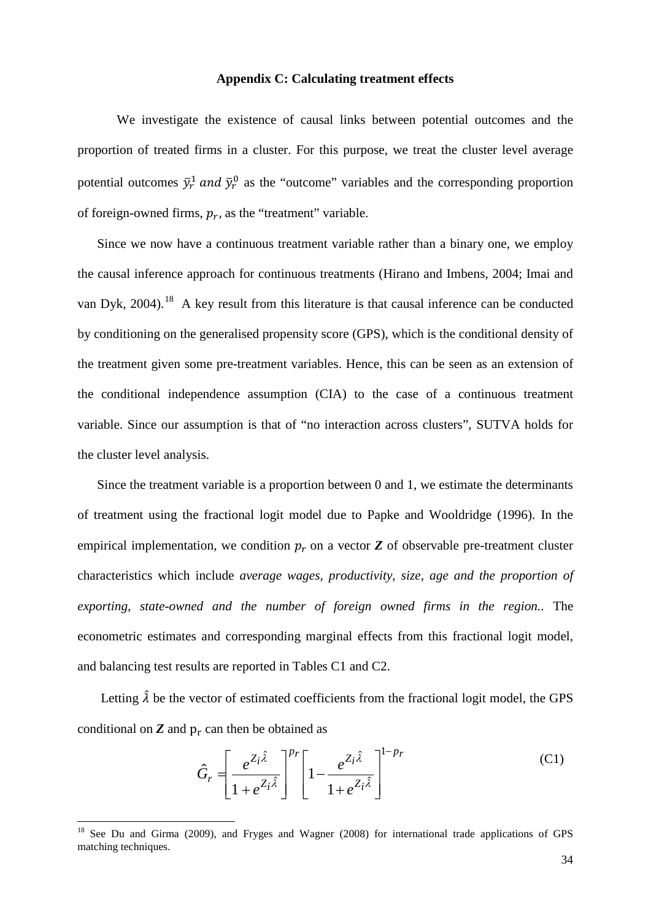### Appendix C: Calculating treatment effects

We investigate the existence of causal links between potential outcomes and the proportion of treated firms in a cluster. For this purpose, we treat the cluster level average potential outcomes $\bar{y}_r^1$ *and* $\bar{y}_r^0$ as the "outcome" variables and the corresponding proportion of foreign-owned firms, $p_r$, as the "treatment" variable.

Since we now have a continuous treatment variable rather than a binary one, we employ the causal inference approach for continuous treatments (Hirano and Imbens, 2004; Imai and van Dyk, 2004).[18] A key result from this literature is that causal inference can be conducted by conditioning on the generalised propensity score (GPS), which is the conditional density of the treatment given some pre-treatment variables. Hence, this can be seen as an extension of the conditional independence assumption (CIA) to the case of a continuous treatment variable. Since our assumption is that of "no interaction across clusters", SUTVA holds for the cluster level analysis.

Since the treatment variable is a proportion between 0 and 1, we estimate the determinants of treatment using the fractional logit model due to Papke and Wooldridge (1996). In the empirical implementation, we condition $p_r$ on a vector $\boldsymbol{Z}$ of observable pre-treatment cluster characteristics which include *average wages, productivity, size, age and the proportion of exporting, state-owned and the number of foreign owned firms in the region..* The econometric estimates and corresponding marginal effects from this fractional logit model, and balancing test results are reported in Tables C1 and C2.

Letting $\hat{\lambda}$ be the vector of estimated coefficients from the fractional logit model, the GPS conditional on $\boldsymbol{Z}$ and $\mathrm{p_r}$ can then be obtained as

$$\hat{G}_r = \left[\frac{e^{Z_i\hat{\lambda}}}{1+e^{Z_i\hat{\lambda}}}\right]^{p_r}\left[1-\frac{e^{Z_i\hat{\lambda}}}{1+e^{Z_i\hat{\lambda}}}\right]^{1-p_r} \tag{C1}$$

[18] See Du and Girma (2009), and Fryges and Wagner (2008) for international trade applications of GPS matching techniques.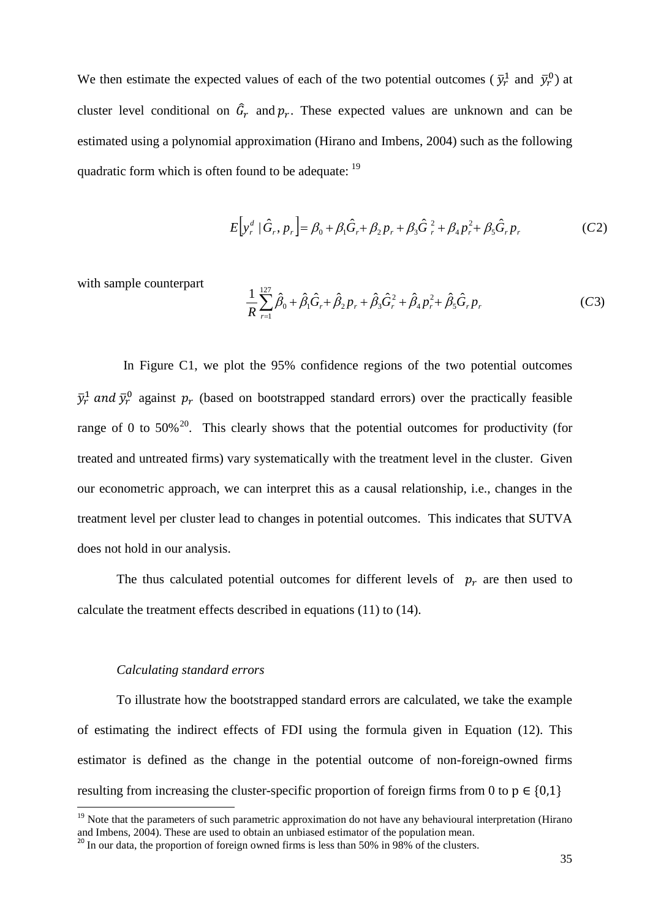We then estimate the expected values of each of the two potential outcomes ( $\bar{y}_r^1$ and $\bar{y}_r^0$) at cluster level conditional on $\hat{G}_r$ and $p_r$. These expected values are unknown and can be estimated using a polynomial approximation (Hirano and Imbens, 2004) such as the following quadratic form which is often found to be adequate: [19]

$$E\left[y_r^d \mid \hat{G}_r, p_r\right] = \beta_0 + \beta_1 \hat{G}_r + \beta_2 p_r + \beta_3 \hat{G}_r^2 + \beta_4 p_r^2 + \beta_5 \hat{G}_r p_r \tag{C2}$$

with sample counterpart

$$\frac{1}{R}\sum_{r=1}^{127} \hat{\beta}_0 + \hat{\beta}_1 \hat{G}_r + \hat{\beta}_2 p_r + \hat{\beta}_3 \hat{G}_r^2 + \hat{\beta}_4 p_r^2 + \hat{\beta}_5 \hat{G}_r p_r \tag{C3}$$

In Figure C1, we plot the 95% confidence regions of the two potential outcomes $\bar{y}_r^1$ *and* $\bar{y}_r^0$ against $p_r$ (based on bootstrapped standard errors) over the practically feasible range of 0 to 50%[20]. This clearly shows that the potential outcomes for productivity (for treated and untreated firms) vary systematically with the treatment level in the cluster. Given our econometric approach, we can interpret this as a causal relationship, i.e., changes in the treatment level per cluster lead to changes in potential outcomes. This indicates that SUTVA does not hold in our analysis.

The thus calculated potential outcomes for different levels of $p_r$ are then used to calculate the treatment effects described in equations (11) to (14).

*Calculating standard errors*

To illustrate how the bootstrapped standard errors are calculated, we take the example of estimating the indirect effects of FDI using the formula given in Equation (12). This estimator is defined as the change in the potential outcome of non-foreign-owned firms resulting from increasing the cluster-specific proportion of foreign firms from 0 to $p \in \{0,1\}$

[19] Note that the parameters of such parametric approximation do not have any behavioural interpretation (Hirano and Imbens, 2004). These are used to obtain an unbiased estimator of the population mean.

[20] In our data, the proportion of foreign owned firms is less than 50% in 98% of the clusters.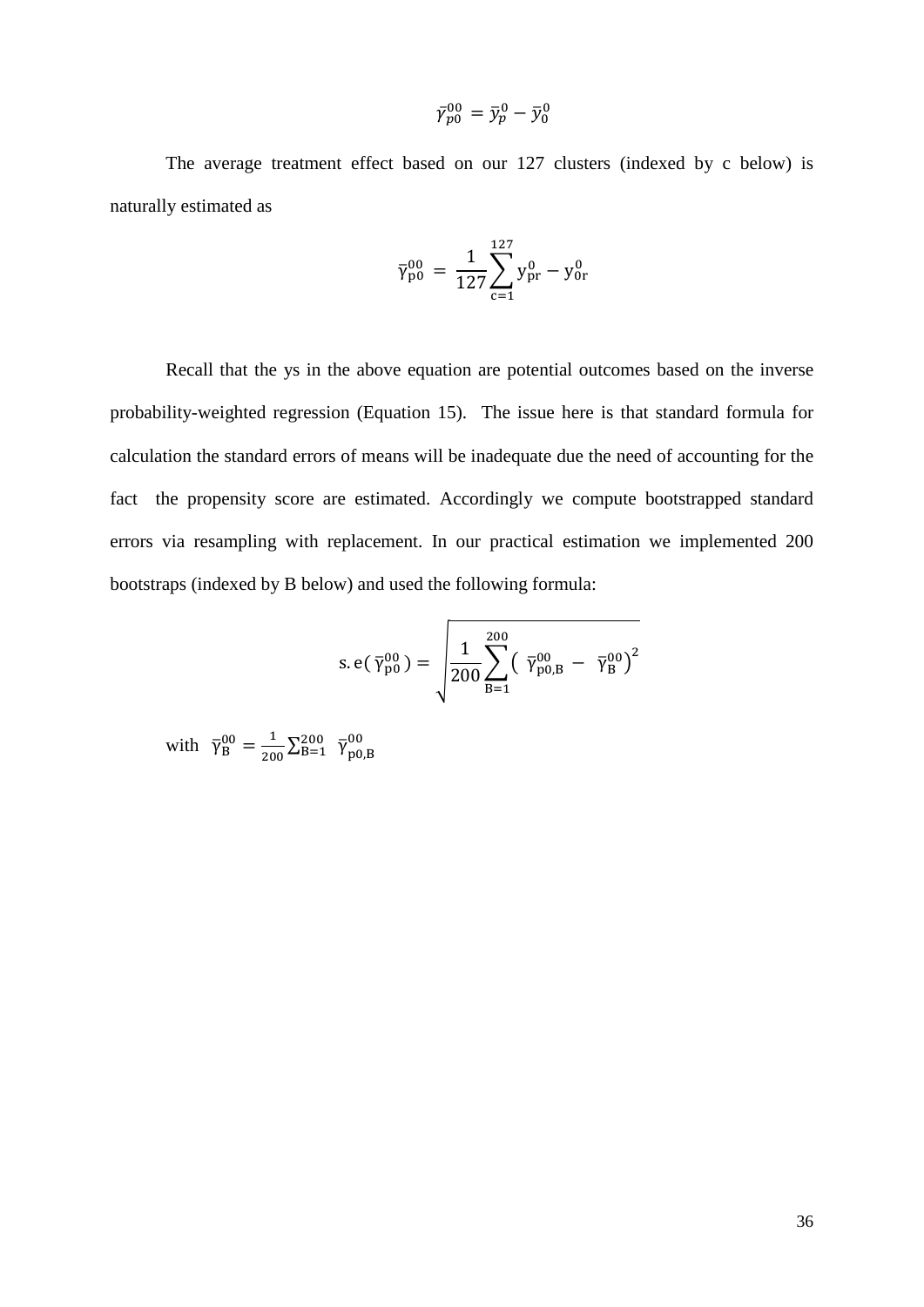$$\bar{\gamma}_{p0}^{00} = \bar{y}_{p}^{0} - \bar{y}_{0}^{0}$$

The average treatment effect based on our 127 clusters (indexed by c below) is naturally estimated as

$$\bar{\gamma}_{\mathrm{p0}}^{00} = \frac{1}{127}\sum_{\mathrm{c}=1}^{127} \mathrm{y}_{\mathrm{pr}}^{0} - \mathrm{y}_{\mathrm{0r}}^{0}$$

Recall that the ys in the above equation are potential outcomes based on the inverse probability-weighted regression (Equation 15). The issue here is that standard formula for calculation the standard errors of means will be inadequate due the need of accounting for the fact the propensity score are estimated. Accordingly we compute bootstrapped standard errors via resampling with replacement. In our practical estimation we implemented 200 bootstraps (indexed by B below) and used the following formula:

$$\mathrm{s.e}(\bar{\gamma}_{\mathrm{p0}}^{00}) = \sqrt{\frac{1}{200}\sum_{\mathrm{B}=1}^{200}\left(\bar{\gamma}_{\mathrm{p0,B}}^{00} - \bar{\gamma}_{\mathrm{B}}^{00}\right)^{2}}$$

with $\bar{\gamma}_{\mathrm{B}}^{00} = \frac{1}{200}\sum_{\mathrm{B}=1}^{200} \bar{\gamma}_{\mathrm{p0,B}}^{00}$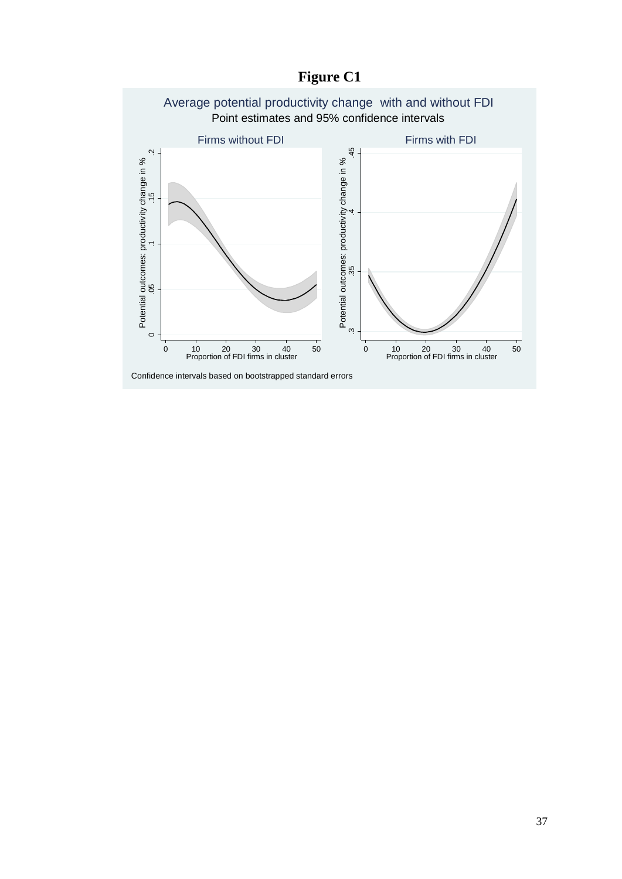**Figure C1**

Average potential productivity change with and without FDI

Point estimates and 95% confidence intervals

Firms without FDI | Firms with FDI

Potential outcomes: productivity change in %

Proportion of FDI firms in cluster

Confidence intervals based on bootstrapped standard errors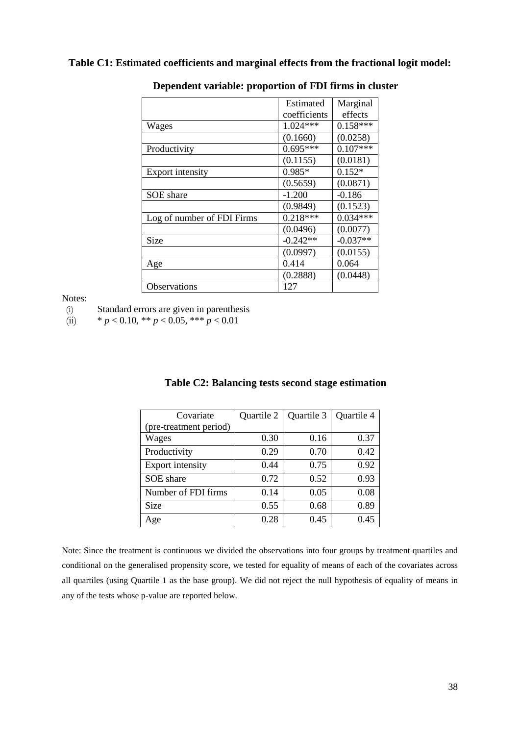**Table C1: Estimated coefficients and marginal effects from the fractional logit model:**

**Dependent variable: proportion of FDI firms in cluster**

| | Estimated coefficients | Marginal effects |
|---|---|---|
| Wages | 1.024*** | 0.158*** |
| | (0.1660) | (0.0258) |
| Productivity | 0.695*** | 0.107*** |
| | (0.1155) | (0.0181) |
| Export intensity | 0.985* | 0.152* |
| | (0.5659) | (0.0871) |
| SOE share | -1.200 | -0.186 |
| | (0.9849) | (0.1523) |
| Log of number of FDI Firms | 0.218*** | 0.034*** |
| | (0.0496) | (0.0077) |
| Size | -0.242** | -0.037** |
| | (0.0997) | (0.0155) |
| Age | 0.414 | 0.064 |
| | (0.2888) | (0.0448) |
| Observations | 127 | |

Notes:

(i) Standard errors are given in parenthesis

(ii) * $p < 0.10$, ** $p < 0.05$, *** $p < 0.01$

**Table C2: Balancing tests second stage estimation**

| Covariate (pre-treatment period) | Quartile 2 | Quartile 3 | Quartile 4 |
|---|---|---|---|
| Wages | 0.30 | 0.16 | 0.37 |
| Productivity | 0.29 | 0.70 | 0.42 |
| Export intensity | 0.44 | 0.75 | 0.92 |
| SOE share | 0.72 | 0.52 | 0.93 |
| Number of FDI firms | 0.14 | 0.05 | 0.08 |
| Size | 0.55 | 0.68 | 0.89 |
| Age | 0.28 | 0.45 | 0.45 |

Note: Since the treatment is continuous we divided the observations into four groups by treatment quartiles and conditional on the generalised propensity score, we tested for equality of means of each of the covariates across all quartiles (using Quartile 1 as the base group). We did not reject the null hypothesis of equality of means in any of the tests whose p-value are reported below.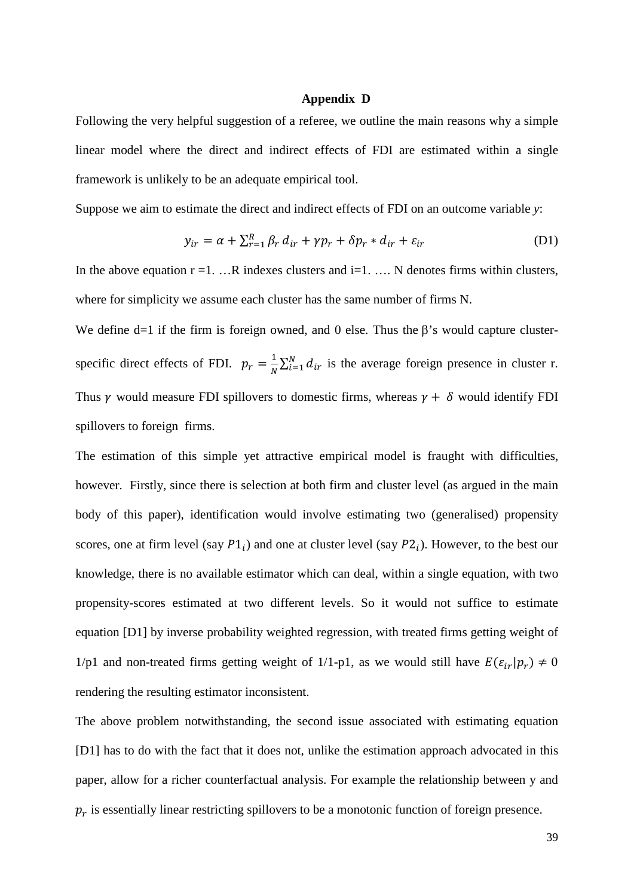## Appendix D

Following the very helpful suggestion of a referee, we outline the main reasons why a simple linear model where the direct and indirect effects of FDI are estimated within a single framework is unlikely to be an adequate empirical tool.

Suppose we aim to estimate the direct and indirect effects of FDI on an outcome variable *y*:

$$y_{ir} = \alpha + \sum_{r=1}^{R} \beta_r \, d_{ir} + \gamma p_r + \delta p_r * d_{ir} + \varepsilon_{ir} \tag{D1}$$

In the above equation r =1. …R indexes clusters and i=1. …. N denotes firms within clusters, where for simplicity we assume each cluster has the same number of firms N.

We define d=1 if the firm is foreign owned, and 0 else. Thus the β's would capture cluster-specific direct effects of FDI. $p_r = \frac{1}{N}\sum_{i=1}^{N} d_{ir}$ is the average foreign presence in cluster r. Thus $\gamma$ would measure FDI spillovers to domestic firms, whereas $\gamma + \delta$ would identify FDI spillovers to foreign firms.

The estimation of this simple yet attractive empirical model is fraught with difficulties, however. Firstly, since there is selection at both firm and cluster level (as argued in the main body of this paper), identification would involve estimating two (generalised) propensity scores, one at firm level (say $P1_i$) and one at cluster level (say $P2_i$). However, to the best our knowledge, there is no available estimator which can deal, within a single equation, with two propensity-scores estimated at two different levels. So it would not suffice to estimate equation [D1] by inverse probability weighted regression, with treated firms getting weight of 1/p1 and non-treated firms getting weight of 1/1-p1, as we would still have $E(\varepsilon_{ir}|p_r) \neq 0$ rendering the resulting estimator inconsistent.

The above problem notwithstanding, the second issue associated with estimating equation [D1] has to do with the fact that it does not, unlike the estimation approach advocated in this paper, allow for a richer counterfactual analysis. For example the relationship between y and $p_r$ is essentially linear restricting spillovers to be a monotonic function of foreign presence.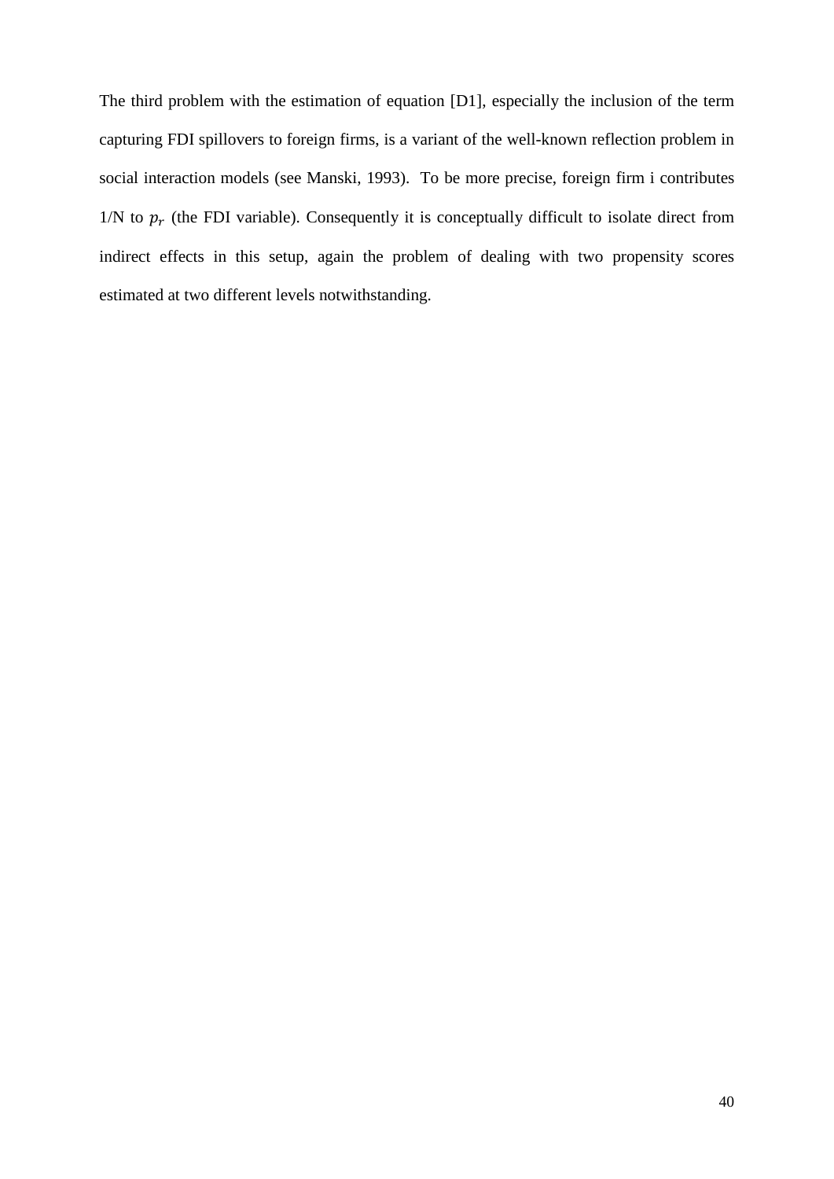The third problem with the estimation of equation [D1], especially the inclusion of the term capturing FDI spillovers to foreign firms, is a variant of the well-known reflection problem in social interaction models (see Manski, 1993). To be more precise, foreign firm i contributes 1/N to $p_r$ (the FDI variable). Consequently it is conceptually difficult to isolate direct from indirect effects in this setup, again the problem of dealing with two propensity scores estimated at two different levels notwithstanding.